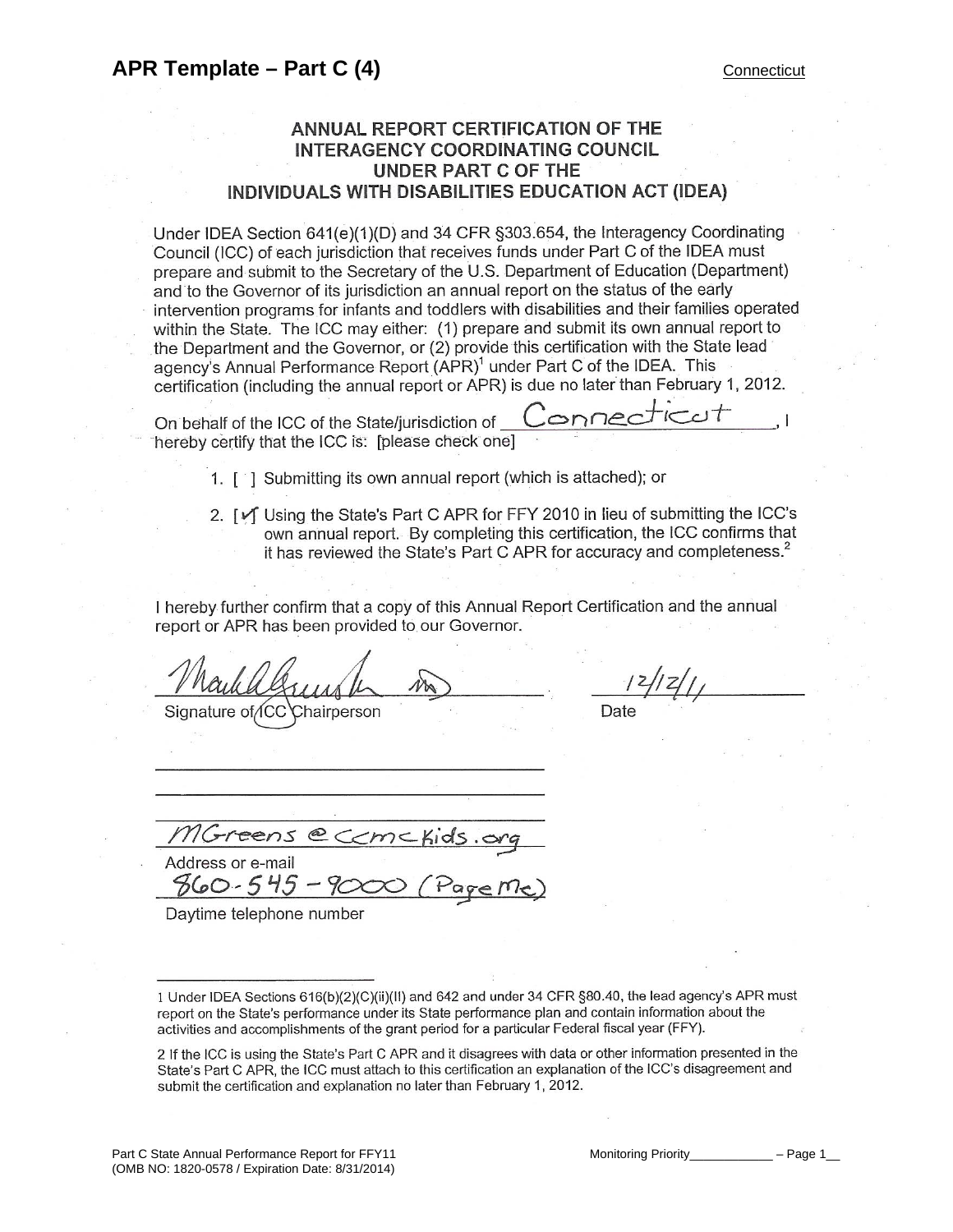# ANNUAL REPORT CERTIFICATION OF THE INTERAGENCY COORDINATING COUNCIL UNDER PART C OF THE INDIVIDUALS WITH DISABILITIES EDUCATION ACT (IDEA)

Under IDEA Section 641(e)(1)(D) and 34 CFR §303.654, the Interagency Coordinating Council (ICC) of each jurisdiction that receives funds under Part C of the IDEA must prepare and submit to the Secretary of the U.S. Department of Education (Department) and to the Governor of its jurisdiction an annual report on the status of the early intervention programs for infants and toddlers with disabilities and their families operated within the State. The ICC may either: (1) prepare and submit its own annual report to the Department and the Governor, or (2) provide this certification with the State lead agency's Annual Performance Report (APR)[1] under Part C of the IDEA. This certification (including the annual report or APR) is due no later than February 1, 2012.

On behalf of the ICC of the State/jurisdiction of Connecticut, I hereby certify that the ICC is: [please check one]

1. [ ] Submitting its own annual report (which is attached); or
2. [✓] Using the State's Part C APR for FFY 2010 in lieu of submitting the ICC's own annual report. By completing this certification, the ICC confirms that it has reviewed the State's Part C APR for accuracy and completeness.[2]

I hereby further confirm that a copy of this Annual Report Certification and the annual report or APR has been provided to our Governor.

Mark Greenstein MD ____________________  12/12/11

Signature of ICC Chairperson  Date

MGreens@ccmckids.org

Address or e-mail

860-545-9000 (Page Me)

Daytime telephone number

---

1 Under IDEA Sections 616(b)(2)(C)(ii)(II) and 642 and under 34 CFR §80.40, the lead agency's APR must report on the State's performance under its State performance plan and contain information about the activities and accomplishments of the grant period for a particular Federal fiscal year (FFY).

2 If the ICC is using the State's Part C APR and it disagrees with data or other information presented in the State's Part C APR, the ICC must attach to this certification an explanation of the ICC's disagreement and submit the certification and explanation no later than February 1, 2012.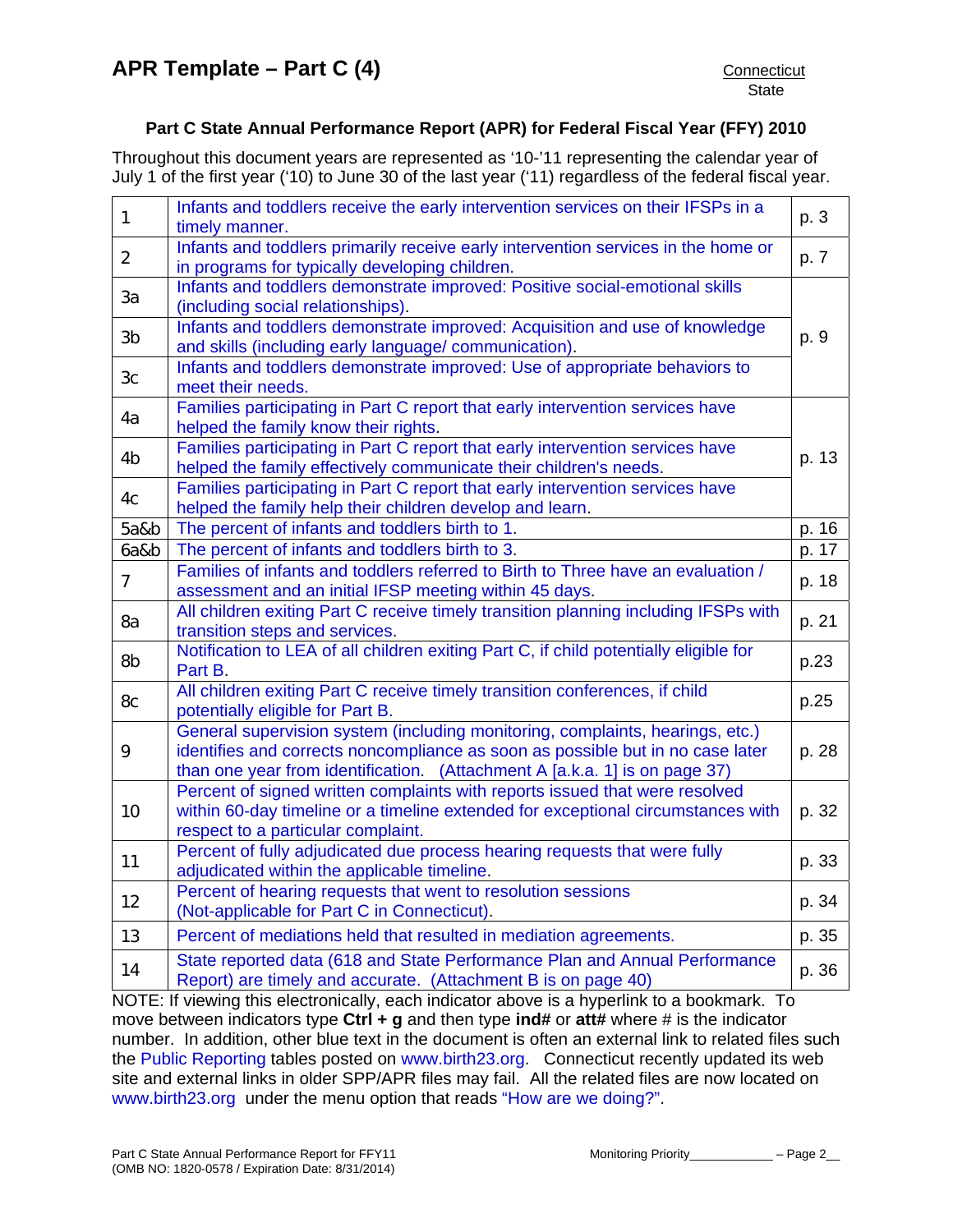# APR Template – Part C (4)

Connecticut
State

### Part C State Annual Performance Report (APR) for Federal Fiscal Year (FFY) 2010

Throughout this document years are represented as '10-'11 representing the calendar year of July 1 of the first year ('10) to June 30 of the last year ('11) regardless of the federal fiscal year.

| | | |
|---|---|---|
| 1 | Infants and toddlers receive the early intervention services on their IFSPs in a timely manner. | p. 3 |
| 2 | Infants and toddlers primarily receive early intervention services in the home or in programs for typically developing children. | p. 7 |
| 3a | Infants and toddlers demonstrate improved: Positive social-emotional skills (including social relationships). | p. 9 |
| 3b | Infants and toddlers demonstrate improved: Acquisition and use of knowledge and skills (including early language/ communication). | |
| 3c | Infants and toddlers demonstrate improved: Use of appropriate behaviors to meet their needs. | |
| 4a | Families participating in Part C report that early intervention services have helped the family know their rights. | p. 13 |
| 4b | Families participating in Part C report that early intervention services have helped the family effectively communicate their children's needs. | |
| 4c | Families participating in Part C report that early intervention services have helped the family help their children develop and learn. | |
| 5a&b | The percent of infants and toddlers birth to 1. | p. 16 |
| 6a&b | The percent of infants and toddlers birth to 3. | p. 17 |
| 7 | Families of infants and toddlers referred to Birth to Three have an evaluation / assessment and an initial IFSP meeting within 45 days. | p. 18 |
| 8a | All children exiting Part C receive timely transition planning including IFSPs with transition steps and services. | p. 21 |
| 8b | Notification to LEA of all children exiting Part C, if child potentially eligible for Part B. | p.23 |
| 8c | All children exiting Part C receive timely transition conferences, if child potentially eligible for Part B. | p.25 |
| 9 | General supervision system (including monitoring, complaints, hearings, etc.) identifies and corrects noncompliance as soon as possible but in no case later than one year from identification. (Attachment A [a.k.a. 1] is on page 37) | p. 28 |
| 10 | Percent of signed written complaints with reports issued that were resolved within 60-day timeline or a timeline extended for exceptional circumstances with respect to a particular complaint. | p. 32 |
| 11 | Percent of fully adjudicated due process hearing requests that were fully adjudicated within the applicable timeline. | p. 33 |
| 12 | Percent of hearing requests that went to resolution sessions (Not-applicable for Part C in Connecticut). | p. 34 |
| 13 | Percent of mediations held that resulted in mediation agreements. | p. 35 |
| 14 | State reported data (618 and State Performance Plan and Annual Performance Report) are timely and accurate. (Attachment B is on page 40) | p. 36 |

NOTE: If viewing this electronically, each indicator above is a hyperlink to a bookmark. To move between indicators type **Ctrl + g** and then type **ind#** or **att#** where # is the indicator number. In addition, other blue text in the document is often an external link to related files such the Public Reporting tables posted on www.birth23.org. Connecticut recently updated its web site and external links in older SPP/APR files may fail. All the related files are now located on www.birth23.org under the menu option that reads "How are we doing?".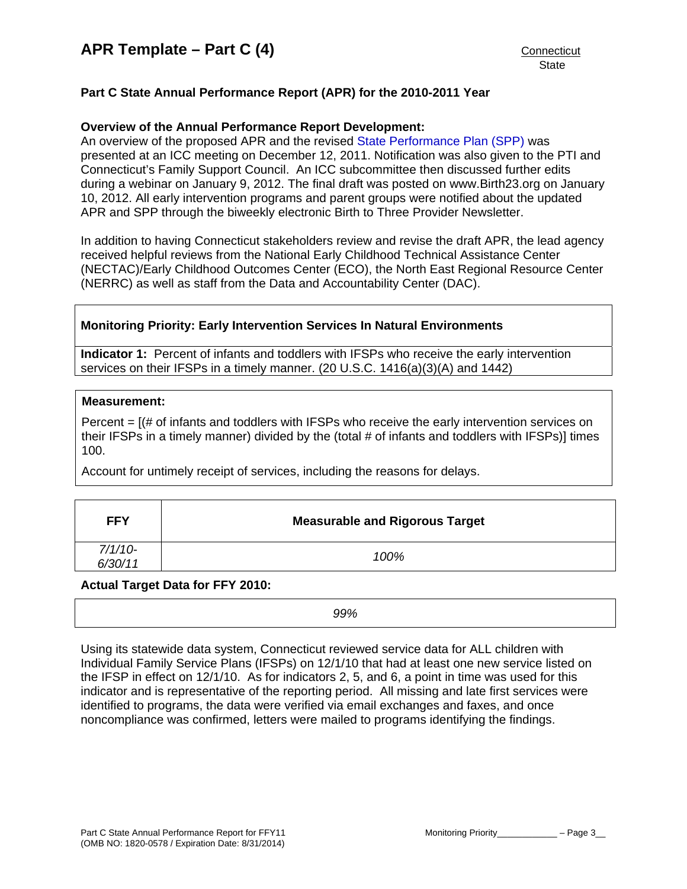# APR Template – Part C (4)

Connecticut
State

**Part C State Annual Performance Report (APR) for the 2010-2011 Year**

**Overview of the Annual Performance Report Development:**
An overview of the proposed APR and the revised State Performance Plan (SPP) was presented at an ICC meeting on December 12, 2011. Notification was also given to the PTI and Connecticut's Family Support Council. An ICC subcommittee then discussed further edits during a webinar on January 9, 2012. The final draft was posted on www.Birth23.org on January 10, 2012. All early intervention programs and parent groups were notified about the updated APR and SPP through the biweekly electronic Birth to Three Provider Newsletter.

In addition to having Connecticut stakeholders review and revise the draft APR, the lead agency received helpful reviews from the National Early Childhood Technical Assistance Center (NECTAC)/Early Childhood Outcomes Center (ECO), the North East Regional Resource Center (NERRC) as well as staff from the Data and Accountability Center (DAC).

**Monitoring Priority: Early Intervention Services In Natural Environments**

**Indicator 1:** Percent of infants and toddlers with IFSPs who receive the early intervention services on their IFSPs in a timely manner. (20 U.S.C. 1416(a)(3)(A) and 1442)

**Measurement:**

Percent = [(# of infants and toddlers with IFSPs who receive the early intervention services on their IFSPs in a timely manner) divided by the (total # of infants and toddlers with IFSPs)] times 100.

Account for untimely receipt of services, including the reasons for delays.

| FFY | Measurable and Rigorous Target |
|---|---|
| *7/1/10-6/30/11* | *100%* |

**Actual Target Data for FFY 2010:**

| *99%* |
|---|

Using its statewide data system, Connecticut reviewed service data for ALL children with Individual Family Service Plans (IFSPs) on 12/1/10 that had at least one new service listed on the IFSP in effect on 12/1/10. As for indicators 2, 5, and 6, a point in time was used for this indicator and is representative of the reporting period. All missing and late first services were identified to programs, the data were verified via email exchanges and faxes, and once noncompliance was confirmed, letters were mailed to programs identifying the findings.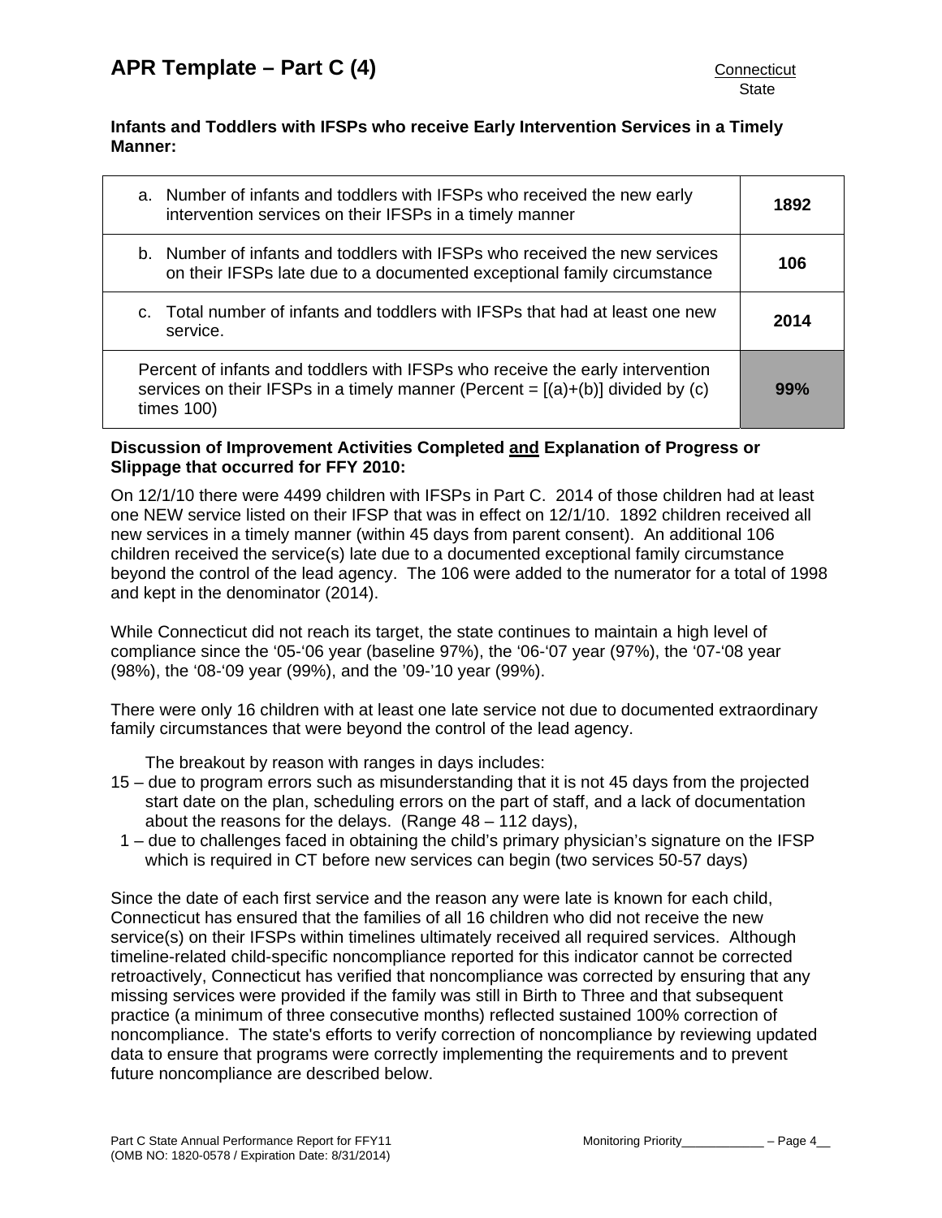**Infants and Toddlers with IFSPs who receive Early Intervention Services in a Timely Manner:**

| | |
|---|---|
| a. Number of infants and toddlers with IFSPs who received the new early intervention services on their IFSPs in a timely manner | **1892** |
| b. Number of infants and toddlers with IFSPs who received the new services on their IFSPs late due to a documented exceptional family circumstance | **106** |
| c. Total number of infants and toddlers with IFSPs that had at least one new service. | **2014** |
| Percent of infants and toddlers with IFSPs who receive the early intervention services on their IFSPs in a timely manner (Percent = [(a)+(b)] divided by (c) times 100) | **99%** |

**Discussion of Improvement Activities Completed and Explanation of Progress or Slippage that occurred for FFY 2010:**

On 12/1/10 there were 4499 children with IFSPs in Part C. 2014 of those children had at least one NEW service listed on their IFSP that was in effect on 12/1/10. 1892 children received all new services in a timely manner (within 45 days from parent consent). An additional 106 children received the service(s) late due to a documented exceptional family circumstance beyond the control of the lead agency. The 106 were added to the numerator for a total of 1998 and kept in the denominator (2014).

While Connecticut did not reach its target, the state continues to maintain a high level of compliance since the '05-'06 year (baseline 97%), the '06-'07 year (97%), the '07-'08 year (98%), the '08-'09 year (99%), and the '09-'10 year (99%).

There were only 16 children with at least one late service not due to documented extraordinary family circumstances that were beyond the control of the lead agency.

The breakout by reason with ranges in days includes:

15 – due to program errors such as misunderstanding that it is not 45 days from the projected start date on the plan, scheduling errors on the part of staff, and a lack of documentation about the reasons for the delays. (Range 48 – 112 days),

1 – due to challenges faced in obtaining the child's primary physician's signature on the IFSP which is required in CT before new services can begin (two services 50-57 days)

Since the date of each first service and the reason any were late is known for each child, Connecticut has ensured that the families of all 16 children who did not receive the new service(s) on their IFSPs within timelines ultimately received all required services. Although timeline-related child-specific noncompliance reported for this indicator cannot be corrected retroactively, Connecticut has verified that noncompliance was corrected by ensuring that any missing services were provided if the family was still in Birth to Three and that subsequent practice (a minimum of three consecutive months) reflected sustained 100% correction of noncompliance. The state's efforts to verify correction of noncompliance by reviewing updated data to ensure that programs were correctly implementing the requirements and to prevent future noncompliance are described below.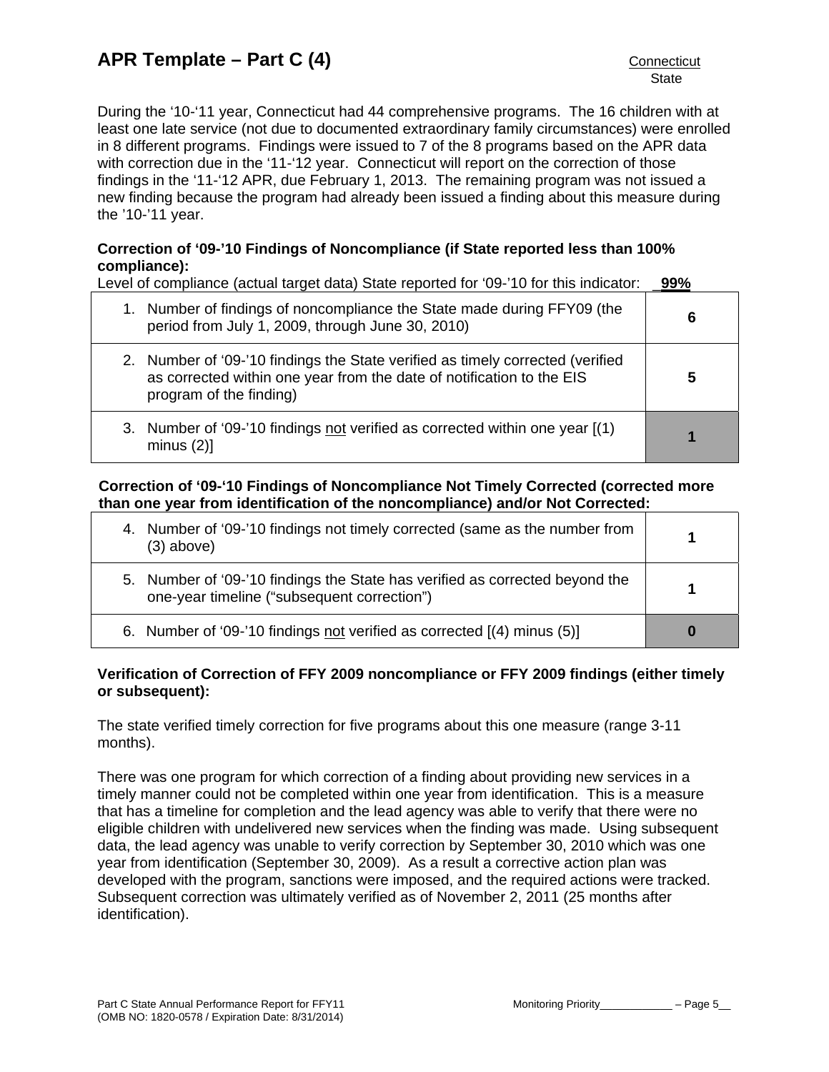During the '10-'11 year, Connecticut had 44 comprehensive programs. The 16 children with at least one late service (not due to documented extraordinary family circumstances) were enrolled in 8 different programs. Findings were issued to 7 of the 8 programs based on the APR data with correction due in the '11-'12 year. Connecticut will report on the correction of those findings in the '11-'12 APR, due February 1, 2013. The remaining program was not issued a new finding because the program had already been issued a finding about this measure during the '10-'11 year.

**Correction of '09-'10 Findings of Noncompliance (if State reported less than 100% compliance):**

Level of compliance (actual target data) State reported for '09-'10 for this indicator: **99%**

| | |
|---|---|
| 1. Number of findings of noncompliance the State made during FFY09 (the period from July 1, 2009, through June 30, 2010) | **6** |
| 2. Number of '09-'10 findings the State verified as timely corrected (verified as corrected within one year from the date of notification to the EIS program of the finding) | **5** |
| 3. Number of '09-'10 findings not verified as corrected within one year [(1) minus (2)] | **1** |

**Correction of '09-'10 Findings of Noncompliance Not Timely Corrected (corrected more than one year from identification of the noncompliance) and/or Not Corrected:**

| | |
|---|---|
| 4. Number of '09-'10 findings not timely corrected (same as the number from (3) above) | **1** |
| 5. Number of '09-'10 findings the State has verified as corrected beyond the one-year timeline ("subsequent correction") | **1** |
| 6. Number of '09-'10 findings not verified as corrected [(4) minus (5)] | **0** |

**Verification of Correction of FFY 2009 noncompliance or FFY 2009 findings (either timely or subsequent):**

The state verified timely correction for five programs about this one measure (range 3-11 months).

There was one program for which correction of a finding about providing new services in a timely manner could not be completed within one year from identification. This is a measure that has a timeline for completion and the lead agency was able to verify that there were no eligible children with undelivered new services when the finding was made. Using subsequent data, the lead agency was unable to verify correction by September 30, 2010 which was one year from identification (September 30, 2009). As a result a corrective action plan was developed with the program, sanctions were imposed, and the required actions were tracked. Subsequent correction was ultimately verified as of November 2, 2011 (25 months after identification).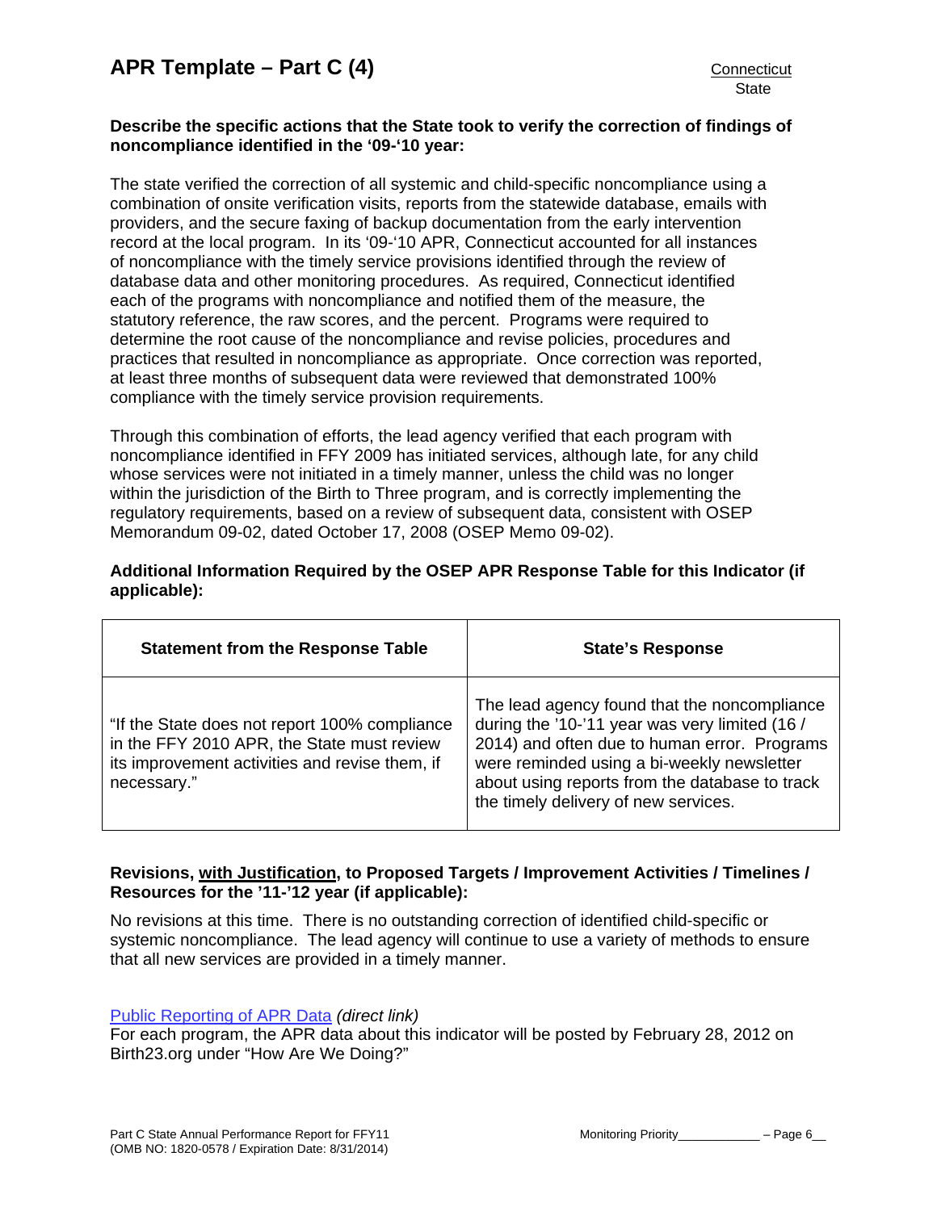**Describe the specific actions that the State took to verify the correction of findings of noncompliance identified in the '09-'10 year:**

The state verified the correction of all systemic and child-specific noncompliance using a combination of onsite verification visits, reports from the statewide database, emails with providers, and the secure faxing of backup documentation from the early intervention record at the local program. In its '09-'10 APR, Connecticut accounted for all instances of noncompliance with the timely service provisions identified through the review of database data and other monitoring procedures. As required, Connecticut identified each of the programs with noncompliance and notified them of the measure, the statutory reference, the raw scores, and the percent. Programs were required to determine the root cause of the noncompliance and revise policies, procedures and practices that resulted in noncompliance as appropriate. Once correction was reported, at least three months of subsequent data were reviewed that demonstrated 100% compliance with the timely service provision requirements.

Through this combination of efforts, the lead agency verified that each program with noncompliance identified in FFY 2009 has initiated services, although late, for any child whose services were not initiated in a timely manner, unless the child was no longer within the jurisdiction of the Birth to Three program, and is correctly implementing the regulatory requirements, based on a review of subsequent data, consistent with OSEP Memorandum 09-02, dated October 17, 2008 (OSEP Memo 09-02).

**Additional Information Required by the OSEP APR Response Table for this Indicator (if applicable):**

| Statement from the Response Table | State's Response |
|---|---|
| "If the State does not report 100% compliance in the FFY 2010 APR, the State must review its improvement activities and revise them, if necessary." | The lead agency found that the noncompliance during the '10-'11 year was very limited (16 / 2014) and often due to human error. Programs were reminded using a bi-weekly newsletter about using reports from the database to track the timely delivery of new services. |

**Revisions, with Justification, to Proposed Targets / Improvement Activities / Timelines / Resources for the '11-'12 year (if applicable):**

No revisions at this time. There is no outstanding correction of identified child-specific or systemic noncompliance. The lead agency will continue to use a variety of methods to ensure that all new services are provided in a timely manner.

Public Reporting of APR Data *(direct link)*
For each program, the APR data about this indicator will be posted by February 28, 2012 on Birth23.org under "How Are We Doing?"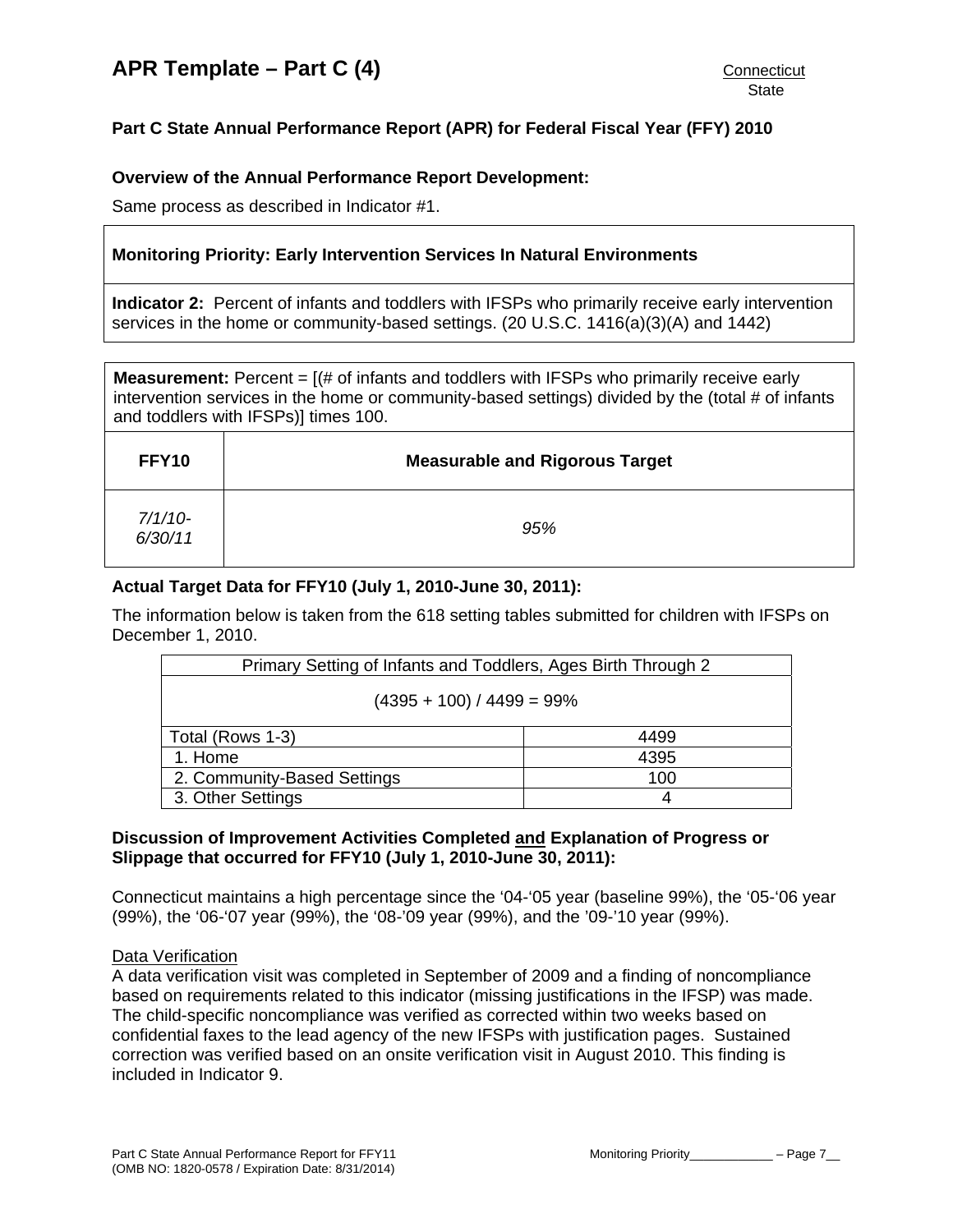## APR Template – Part C (4)

Connecticut
State

**Part C State Annual Performance Report (APR) for Federal Fiscal Year (FFY) 2010**

**Overview of the Annual Performance Report Development:**

Same process as described in Indicator #1.

**Monitoring Priority: Early Intervention Services In Natural Environments**

**Indicator 2:** Percent of infants and toddlers with IFSPs who primarily receive early intervention services in the home or community-based settings. (20 U.S.C. 1416(a)(3)(A) and 1442)

**Measurement:** Percent = [(# of infants and toddlers with IFSPs who primarily receive early intervention services in the home or community-based settings) divided by the (total # of infants and toddlers with IFSPs)] times 100.

| FFY10 | Measurable and Rigorous Target |
|---|---|
| *7/1/10-6/30/11* | *95%* |

**Actual Target Data for FFY10 (July 1, 2010-June 30, 2011):**

The information below is taken from the 618 setting tables submitted for children with IFSPs on December 1, 2010.

| Primary Setting of Infants and Toddlers, Ages Birth Through 2 | |
|---|---|
| (4395 + 100) / 4499 = 99% | |
| Total (Rows 1-3) | 4499 |
| 1. Home | 4395 |
| 2. Community-Based Settings | 100 |
| 3. Other Settings | 4 |

**Discussion of Improvement Activities Completed and Explanation of Progress or Slippage that occurred for FFY10 (July 1, 2010-June 30, 2011):**

Connecticut maintains a high percentage since the '04-'05 year (baseline 99%), the '05-'06 year (99%), the '06-'07 year (99%), the '08-'09 year (99%), and the '09-'10 year (99%).

Data Verification

A data verification visit was completed in September of 2009 and a finding of noncompliance based on requirements related to this indicator (missing justifications in the IFSP) was made. The child-specific noncompliance was verified as corrected within two weeks based on confidential faxes to the lead agency of the new IFSPs with justification pages. Sustained correction was verified based on an onsite verification visit in August 2010. This finding is included in Indicator 9.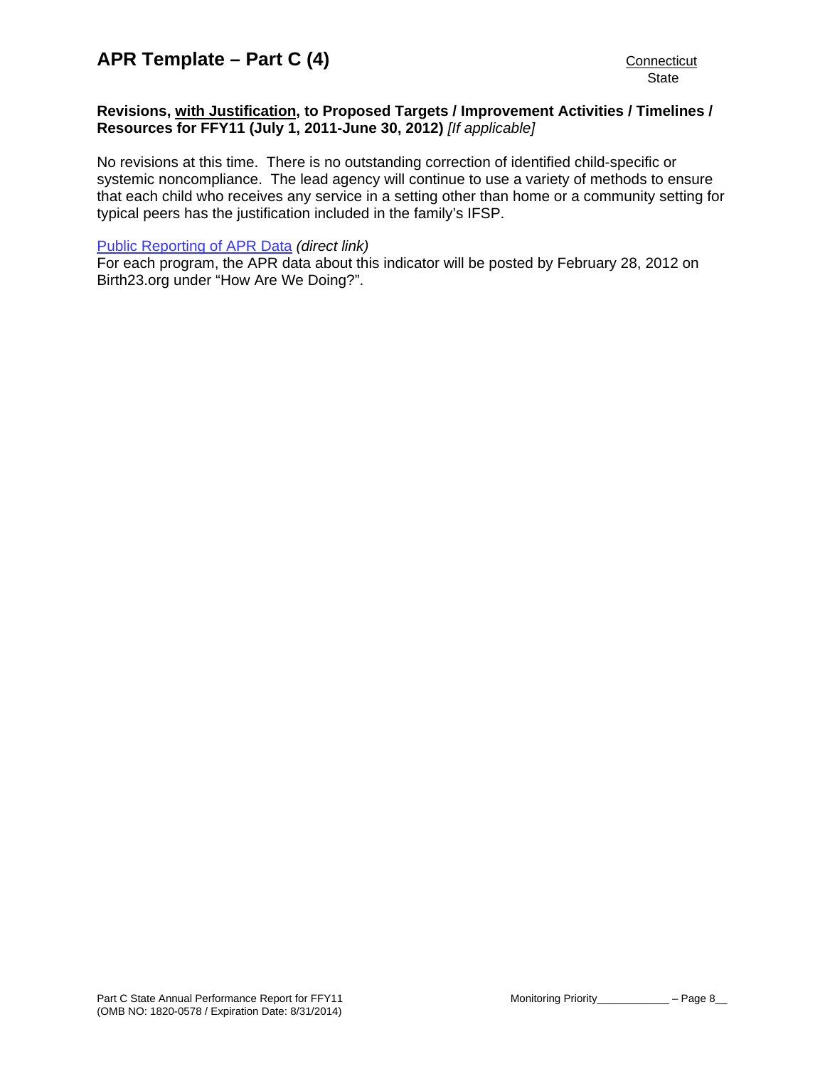**Revisions, with Justification, to Proposed Targets / Improvement Activities / Timelines / Resources for FFY11 (July 1, 2011-June 30, 2012)** *[If applicable]*

No revisions at this time. There is no outstanding correction of identified child-specific or systemic noncompliance. The lead agency will continue to use a variety of methods to ensure that each child who receives any service in a setting other than home or a community setting for typical peers has the justification included in the family's IFSP.

Public Reporting of APR Data *(direct link)*
For each program, the APR data about this indicator will be posted by February 28, 2012 on Birth23.org under "How Are We Doing?".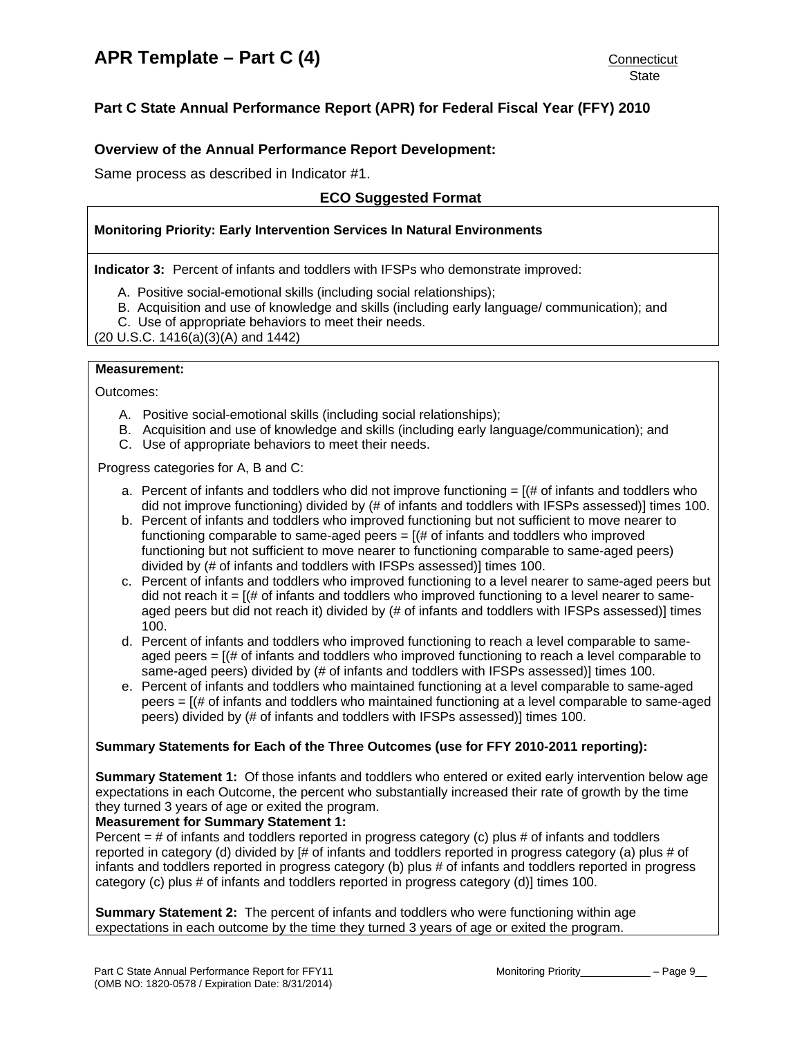# APR Template – Part C (4)

Connecticut
State

## Part C State Annual Performance Report (APR) for Federal Fiscal Year (FFY) 2010

### Overview of the Annual Performance Report Development:

Same process as described in Indicator #1.

**ECO Suggested Format**

**Monitoring Priority: Early Intervention Services In Natural Environments**

**Indicator 3:** Percent of infants and toddlers with IFSPs who demonstrate improved:

A. Positive social-emotional skills (including social relationships);
B. Acquisition and use of knowledge and skills (including early language/ communication); and
C. Use of appropriate behaviors to meet their needs.

(20 U.S.C. 1416(a)(3)(A) and 1442)

**Measurement:**

Outcomes:

A. Positive social-emotional skills (including social relationships);
B. Acquisition and use of knowledge and skills (including early language/communication); and
C. Use of appropriate behaviors to meet their needs.

Progress categories for A, B and C:

a. Percent of infants and toddlers who did not improve functioning = [(# of infants and toddlers who did not improve functioning) divided by (# of infants and toddlers with IFSPs assessed)] times 100.
b. Percent of infants and toddlers who improved functioning but not sufficient to move nearer to functioning comparable to same-aged peers = [(# of infants and toddlers who improved functioning but not sufficient to move nearer to functioning comparable to same-aged peers) divided by (# of infants and toddlers with IFSPs assessed)] times 100.
c. Percent of infants and toddlers who improved functioning to a level nearer to same-aged peers but did not reach it = [(# of infants and toddlers who improved functioning to a level nearer to same-aged peers but did not reach it) divided by (# of infants and toddlers with IFSPs assessed)] times 100.
d. Percent of infants and toddlers who improved functioning to reach a level comparable to same-aged peers = [(# of infants and toddlers who improved functioning to reach a level comparable to same-aged peers) divided by (# of infants and toddlers with IFSPs assessed)] times 100.
e. Percent of infants and toddlers who maintained functioning at a level comparable to same-aged peers = [(# of infants and toddlers who maintained functioning at a level comparable to same-aged peers) divided by (# of infants and toddlers with IFSPs assessed)] times 100.

**Summary Statements for Each of the Three Outcomes (use for FFY 2010-2011 reporting):**

**Summary Statement 1:** Of those infants and toddlers who entered or exited early intervention below age expectations in each Outcome, the percent who substantially increased their rate of growth by the time they turned 3 years of age or exited the program.

**Measurement for Summary Statement 1:**

Percent = # of infants and toddlers reported in progress category (c) plus # of infants and toddlers reported in category (d) divided by [# of infants and toddlers reported in progress category (a) plus # of infants and toddlers reported in progress category (b) plus # of infants and toddlers reported in progress category (c) plus # of infants and toddlers reported in progress category (d)] times 100.

**Summary Statement 2:** The percent of infants and toddlers who were functioning within age expectations in each outcome by the time they turned 3 years of age or exited the program.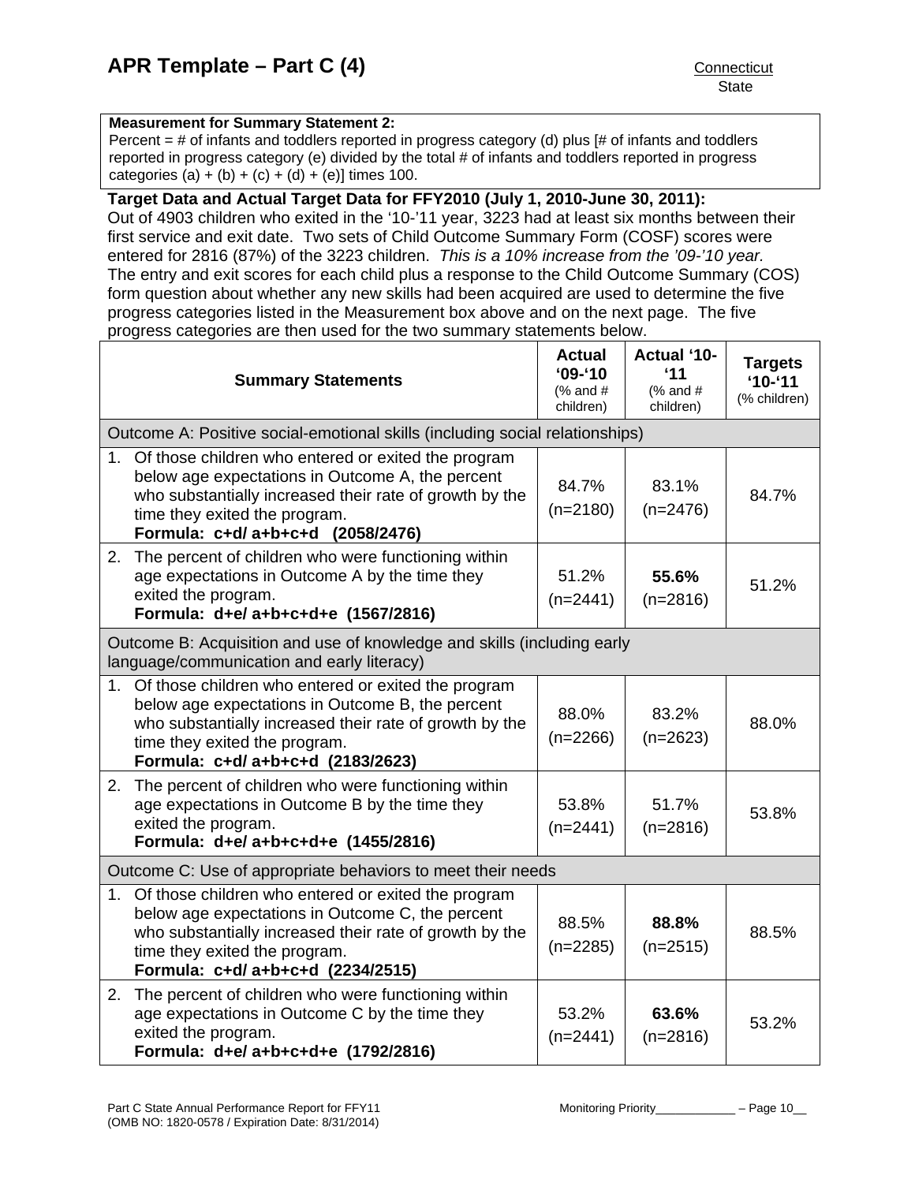**Measurement for Summary Statement 2:**
Percent = # of infants and toddlers reported in progress category (d) plus [# of infants and toddlers reported in progress category (e) divided by the total # of infants and toddlers reported in progress categories (a) + (b) + (c) + (d) + (e)] times 100.

**Target Data and Actual Target Data for FFY2010 (July 1, 2010-June 30, 2011):**
Out of 4903 children who exited in the '10-'11 year, 3223 had at least six months between their first service and exit date. Two sets of Child Outcome Summary Form (COSF) scores were entered for 2816 (87%) of the 3223 children. *This is a 10% increase from the '09-'10 year.* The entry and exit scores for each child plus a response to the Child Outcome Summary (COS) form question about whether any new skills had been acquired are used to determine the five progress categories listed in the Measurement box above and on the next page. The five progress categories are then used for the two summary statements below.

| **Summary Statements** | **Actual '09-'10** (% and # children) | **Actual '10-'11** (% and # children) | **Targets '10-'11** (% children) |
|---|---|---|---|
| Outcome A: Positive social-emotional skills (including social relationships) | | | |
| 1. Of those children who entered or exited the program below age expectations in Outcome A, the percent who substantially increased their rate of growth by the time they exited the program. **Formula: c+d/ a+b+c+d (2058/2476)** | 84.7% (n=2180) | 83.1% (n=2476) | 84.7% |
| 2. The percent of children who were functioning within age expectations in Outcome A by the time they exited the program. **Formula: d+e/ a+b+c+d+e (1567/2816)** | 51.2% (n=2441) | **55.6%** (n=2816) | 51.2% |
| Outcome B: Acquisition and use of knowledge and skills (including early language/communication and early literacy) | | | |
| 1. Of those children who entered or exited the program below age expectations in Outcome B, the percent who substantially increased their rate of growth by the time they exited the program. **Formula: c+d/ a+b+c+d (2183/2623)** | 88.0% (n=2266) | 83.2% (n=2623) | 88.0% |
| 2. The percent of children who were functioning within age expectations in Outcome B by the time they exited the program. **Formula: d+e/ a+b+c+d+e (1455/2816)** | 53.8% (n=2441) | 51.7% (n=2816) | 53.8% |
| Outcome C: Use of appropriate behaviors to meet their needs | | | |
| 1. Of those children who entered or exited the program below age expectations in Outcome C, the percent who substantially increased their rate of growth by the time they exited the program. **Formula: c+d/ a+b+c+d (2234/2515)** | 88.5% (n=2285) | **88.8%** (n=2515) | 88.5% |
| 2. The percent of children who were functioning within age expectations in Outcome C by the time they exited the program. **Formula: d+e/ a+b+c+d+e (1792/2816)** | 53.2% (n=2441) | **63.6%** (n=2816) | 53.2% |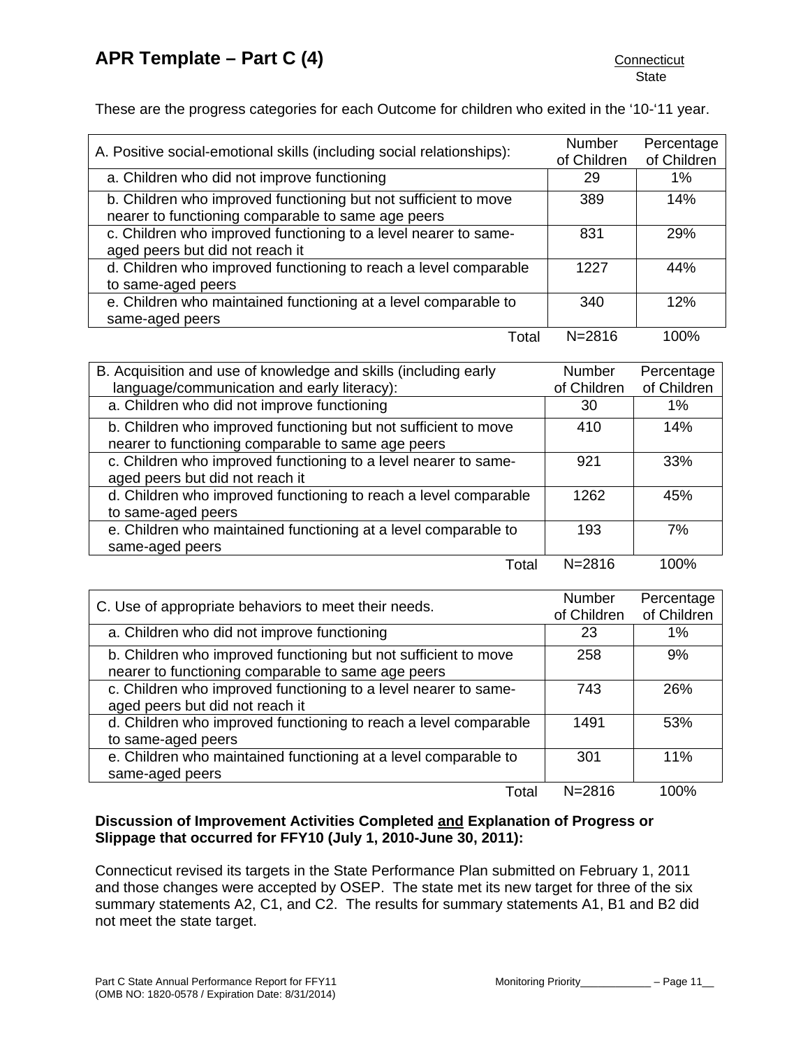These are the progress categories for each Outcome for children who exited in the '10-'11 year.

| A. Positive social-emotional skills (including social relationships): | Number of Children | Percentage of Children |
|---|---|---|
| a. Children who did not improve functioning | 29 | 1% |
| b. Children who improved functioning but not sufficient to move nearer to functioning comparable to same age peers | 389 | 14% |
| c. Children who improved functioning to a level nearer to same-aged peers but did not reach it | 831 | 29% |
| d. Children who improved functioning to reach a level comparable to same-aged peers | 1227 | 44% |
| e. Children who maintained functioning at a level comparable to same-aged peers | 340 | 12% |
| Total | N=2816 | 100% |

| B. Acquisition and use of knowledge and skills (including early language/communication and early literacy): | Number of Children | Percentage of Children |
|---|---|---|
| a. Children who did not improve functioning | 30 | 1% |
| b. Children who improved functioning but not sufficient to move nearer to functioning comparable to same age peers | 410 | 14% |
| c. Children who improved functioning to a level nearer to same-aged peers but did not reach it | 921 | 33% |
| d. Children who improved functioning to reach a level comparable to same-aged peers | 1262 | 45% |
| e. Children who maintained functioning at a level comparable to same-aged peers | 193 | 7% |
| Total | N=2816 | 100% |

| C. Use of appropriate behaviors to meet their needs. | Number of Children | Percentage of Children |
|---|---|---|
| a. Children who did not improve functioning | 23 | 1% |
| b. Children who improved functioning but not sufficient to move nearer to functioning comparable to same age peers | 258 | 9% |
| c. Children who improved functioning to a level nearer to same-aged peers but did not reach it | 743 | 26% |
| d. Children who improved functioning to reach a level comparable to same-aged peers | 1491 | 53% |
| e. Children who maintained functioning at a level comparable to same-aged peers | 301 | 11% |
| Total | N=2816 | 100% |

**Discussion of Improvement Activities Completed and Explanation of Progress or Slippage that occurred for FFY10 (July 1, 2010-June 30, 2011):**

Connecticut revised its targets in the State Performance Plan submitted on February 1, 2011 and those changes were accepted by OSEP. The state met its new target for three of the six summary statements A2, C1, and C2. The results for summary statements A1, B1 and B2 did not meet the state target.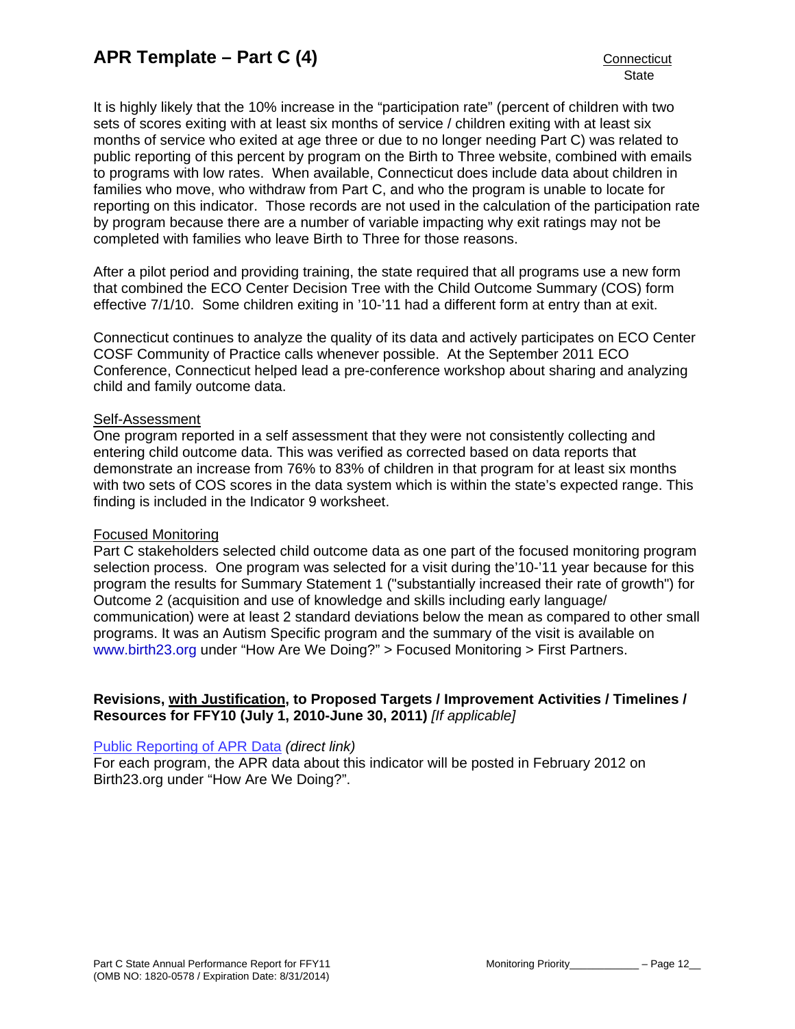It is highly likely that the 10% increase in the "participation rate" (percent of children with two sets of scores exiting with at least six months of service / children exiting with at least six months of service who exited at age three or due to no longer needing Part C) was related to public reporting of this percent by program on the Birth to Three website, combined with emails to programs with low rates. When available, Connecticut does include data about children in families who move, who withdraw from Part C, and who the program is unable to locate for reporting on this indicator. Those records are not used in the calculation of the participation rate by program because there are a number of variable impacting why exit ratings may not be completed with families who leave Birth to Three for those reasons.

After a pilot period and providing training, the state required that all programs use a new form that combined the ECO Center Decision Tree with the Child Outcome Summary (COS) form effective 7/1/10. Some children exiting in '10-'11 had a different form at entry than at exit.

Connecticut continues to analyze the quality of its data and actively participates on ECO Center COSF Community of Practice calls whenever possible. At the September 2011 ECO Conference, Connecticut helped lead a pre-conference workshop about sharing and analyzing child and family outcome data.

Self-Assessment

One program reported in a self assessment that they were not consistently collecting and entering child outcome data. This was verified as corrected based on data reports that demonstrate an increase from 76% to 83% of children in that program for at least six months with two sets of COS scores in the data system which is within the state's expected range. This finding is included in the Indicator 9 worksheet.

Focused Monitoring

Part C stakeholders selected child outcome data as one part of the focused monitoring program selection process. One program was selected for a visit during the'10-'11 year because for this program the results for Summary Statement 1 ("substantially increased their rate of growth") for Outcome 2 (acquisition and use of knowledge and skills including early language/ communication) were at least 2 standard deviations below the mean as compared to other small programs. It was an Autism Specific program and the summary of the visit is available on www.birth23.org under "How Are We Doing?" > Focused Monitoring > First Partners.

**Revisions, with Justification, to Proposed Targets / Improvement Activities / Timelines / Resources for FFY10 (July 1, 2010-June 30, 2011)** *[If applicable]*

Public Reporting of APR Data *(direct link)*

For each program, the APR data about this indicator will be posted in February 2012 on Birth23.org under "How Are We Doing?".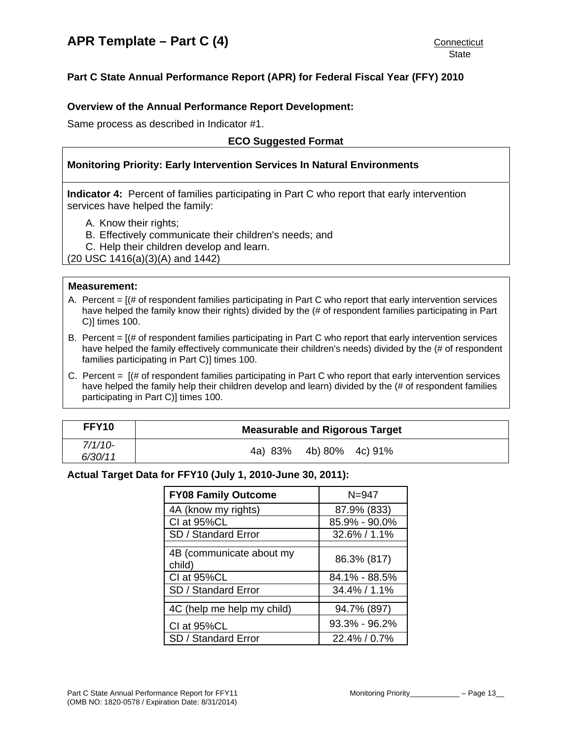## Part C State Annual Performance Report (APR) for Federal Fiscal Year (FFY) 2010

### Overview of the Annual Performance Report Development:

Same process as described in Indicator #1.

**ECO Suggested Format**

**Monitoring Priority: Early Intervention Services In Natural Environments**

**Indicator 4:** Percent of families participating in Part C who report that early intervention services have helped the family:

A. Know their rights;
B. Effectively communicate their children's needs; and
C. Help their children develop and learn.

(20 USC 1416(a)(3)(A) and 1442)

**Measurement:**

A. Percent = [(# of respondent families participating in Part C who report that early intervention services have helped the family know their rights) divided by the (# of respondent families participating in Part C)] times 100.

B. Percent = [(# of respondent families participating in Part C who report that early intervention services have helped the family effectively communicate their children's needs) divided by the (# of respondent families participating in Part C)] times 100.

C. Percent = [(# of respondent families participating in Part C who report that early intervention services have helped the family help their children develop and learn) divided by the (# of respondent families participating in Part C)] times 100.

| FFY10 | Measurable and Rigorous Target |
|---|---|
| *7/1/10-6/30/11* | 4a) 83% 4b) 80% 4c) 91% |

**Actual Target Data for FFY10 (July 1, 2010-June 30, 2011):**

| FY08 Family Outcome | N=947 |
|---|---|
| 4A (know my rights) | 87.9% (833) |
| CI at 95%CL | 85.9% - 90.0% |
| SD / Standard Error | 32.6% / 1.1% |
| | |
| 4B (communicate about my child) | 86.3% (817) |
| CI at 95%CL | 84.1% - 88.5% |
| SD / Standard Error | 34.4% / 1.1% |
| | |
| 4C (help me help my child) | 94.7% (897) |
| CI at 95%CL | 93.3% - 96.2% |
| SD / Standard Error | 22.4% / 0.7% |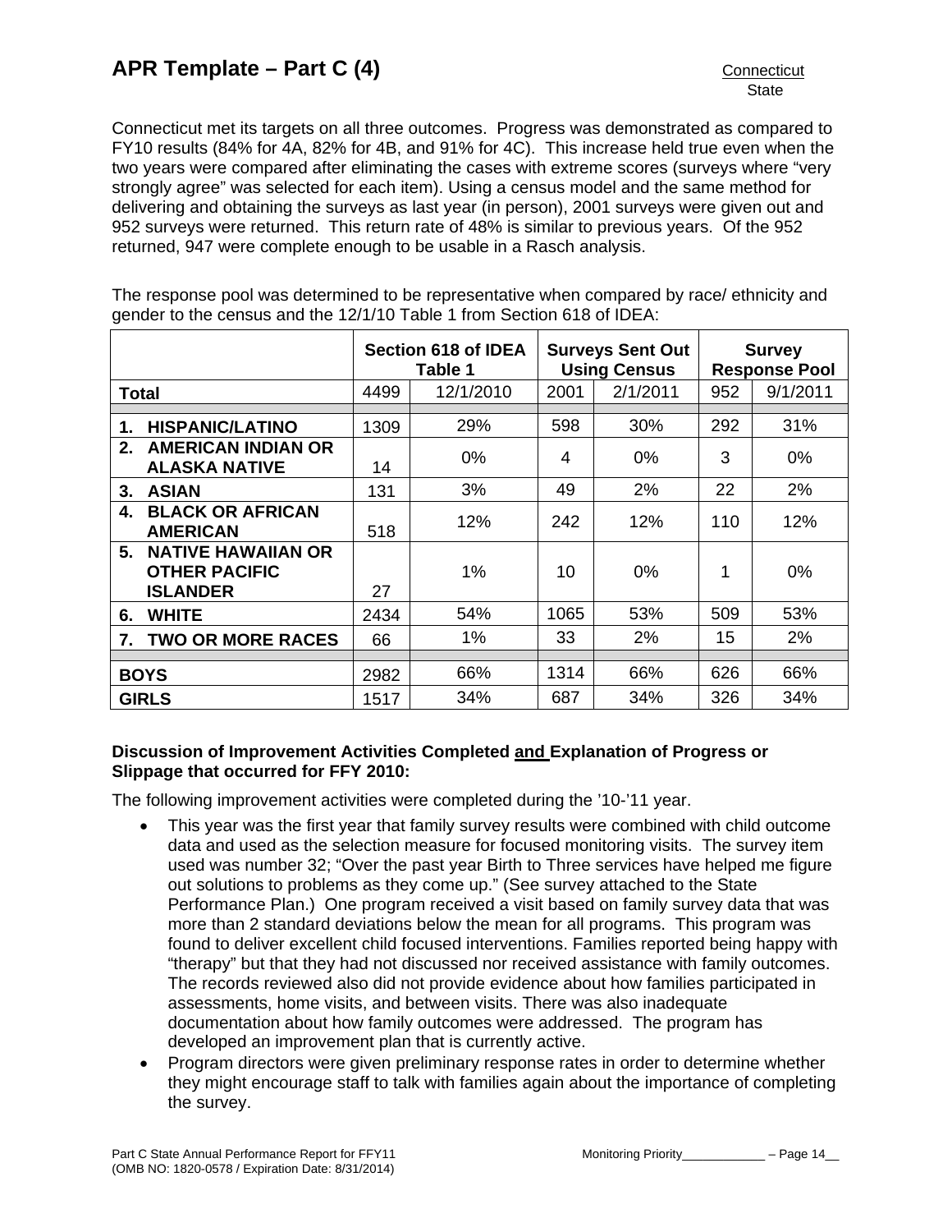Connecticut met its targets on all three outcomes. Progress was demonstrated as compared to FY10 results (84% for 4A, 82% for 4B, and 91% for 4C). This increase held true even when the two years were compared after eliminating the cases with extreme scores (surveys where "very strongly agree" was selected for each item). Using a census model and the same method for delivering and obtaining the surveys as last year (in person), 2001 surveys were given out and 952 surveys were returned. This return rate of 48% is similar to previous years. Of the 952 returned, 947 were complete enough to be usable in a Rasch analysis.

The response pool was determined to be representative when compared by race/ ethnicity and gender to the census and the 12/1/10 Table 1 from Section 618 of IDEA:

| | Section 618 of IDEA Table 1 | | Surveys Sent Out Using Census | | Survey Response Pool | |
|---|---|---|---|---|---|---|
| **Total** | 4499 | 12/1/2010 | 2001 | 2/1/2011 | 952 | 9/1/2011 |
| **1. HISPANIC/LATINO** | 1309 | 29% | 598 | 30% | 292 | 31% |
| **2. AMERICAN INDIAN OR ALASKA NATIVE** | 14 | 0% | 4 | 0% | 3 | 0% |
| **3. ASIAN** | 131 | 3% | 49 | 2% | 22 | 2% |
| **4. BLACK OR AFRICAN AMERICAN** | 518 | 12% | 242 | 12% | 110 | 12% |
| **5. NATIVE HAWAIIAN OR OTHER PACIFIC ISLANDER** | 27 | 1% | 10 | 0% | 1 | 0% |
| **6. WHITE** | 2434 | 54% | 1065 | 53% | 509 | 53% |
| **7. TWO OR MORE RACES** | 66 | 1% | 33 | 2% | 15 | 2% |
| **BOYS** | 2982 | 66% | 1314 | 66% | 626 | 66% |
| **GIRLS** | 1517 | 34% | 687 | 34% | 326 | 34% |

**Discussion of Improvement Activities Completed and Explanation of Progress or Slippage that occurred for FFY 2010:**

The following improvement activities were completed during the '10-'11 year.

- This year was the first year that family survey results were combined with child outcome data and used as the selection measure for focused monitoring visits. The survey item used was number 32; "Over the past year Birth to Three services have helped me figure out solutions to problems as they come up." (See survey attached to the State Performance Plan.) One program received a visit based on family survey data that was more than 2 standard deviations below the mean for all programs. This program was found to deliver excellent child focused interventions. Families reported being happy with "therapy" but that they had not discussed nor received assistance with family outcomes. The records reviewed also did not provide evidence about how families participated in assessments, home visits, and between visits. There was also inadequate documentation about how family outcomes were addressed. The program has developed an improvement plan that is currently active.
- Program directors were given preliminary response rates in order to determine whether they might encourage staff to talk with families again about the importance of completing the survey.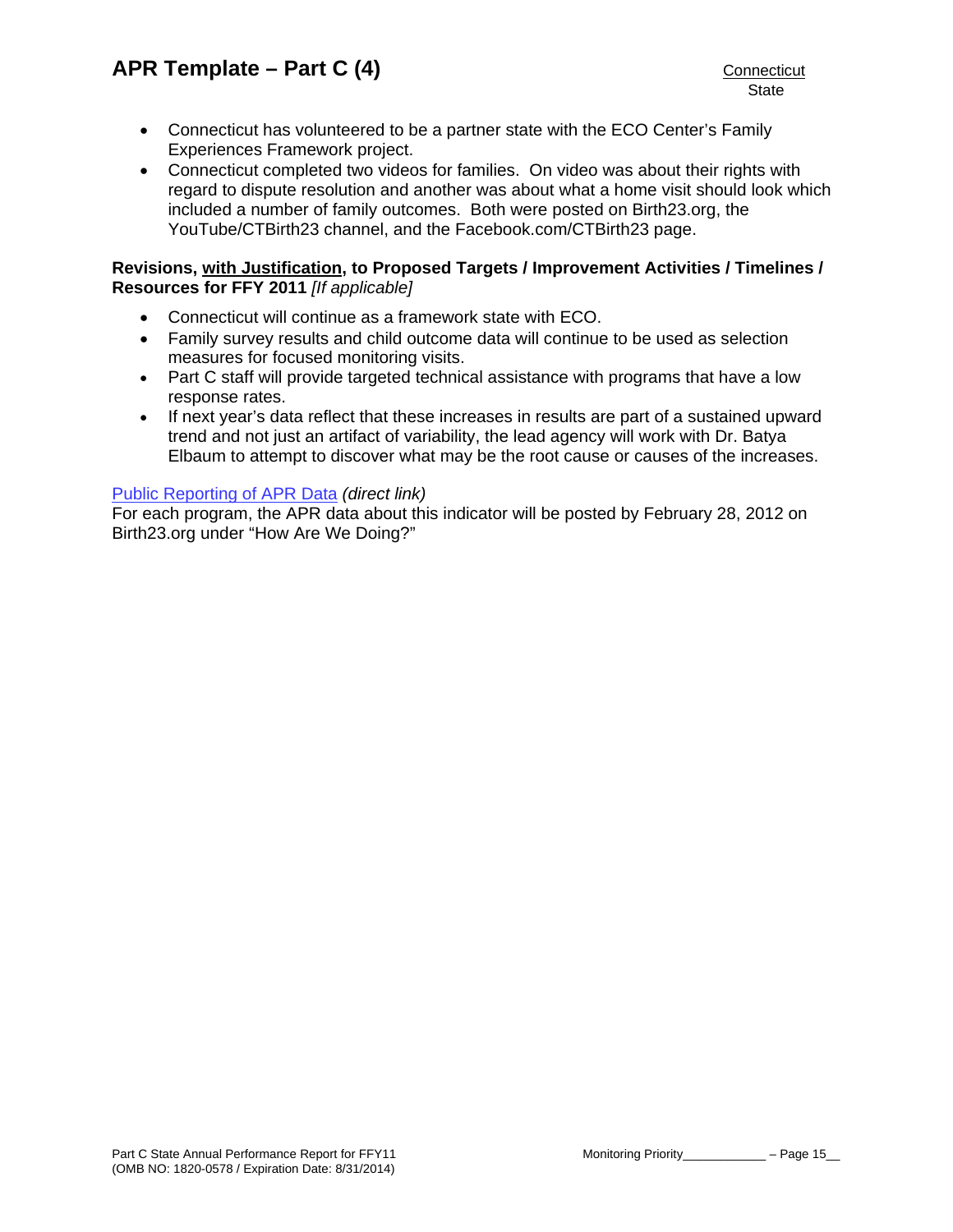- Connecticut has volunteered to be a partner state with the ECO Center's Family Experiences Framework project.
- Connecticut completed two videos for families. On video was about their rights with regard to dispute resolution and another was about what a home visit should look which included a number of family outcomes. Both were posted on Birth23.org, the YouTube/CTBirth23 channel, and the Facebook.com/CTBirth23 page.

**Revisions, with Justification, to Proposed Targets / Improvement Activities / Timelines / Resources for FFY 2011** *[If applicable]*

- Connecticut will continue as a framework state with ECO.
- Family survey results and child outcome data will continue to be used as selection measures for focused monitoring visits.
- Part C staff will provide targeted technical assistance with programs that have a low response rates.
- If next year's data reflect that these increases in results are part of a sustained upward trend and not just an artifact of variability, the lead agency will work with Dr. Batya Elbaum to attempt to discover what may be the root cause or causes of the increases.

Public Reporting of APR Data *(direct link)*
For each program, the APR data about this indicator will be posted by February 28, 2012 on Birth23.org under "How Are We Doing?"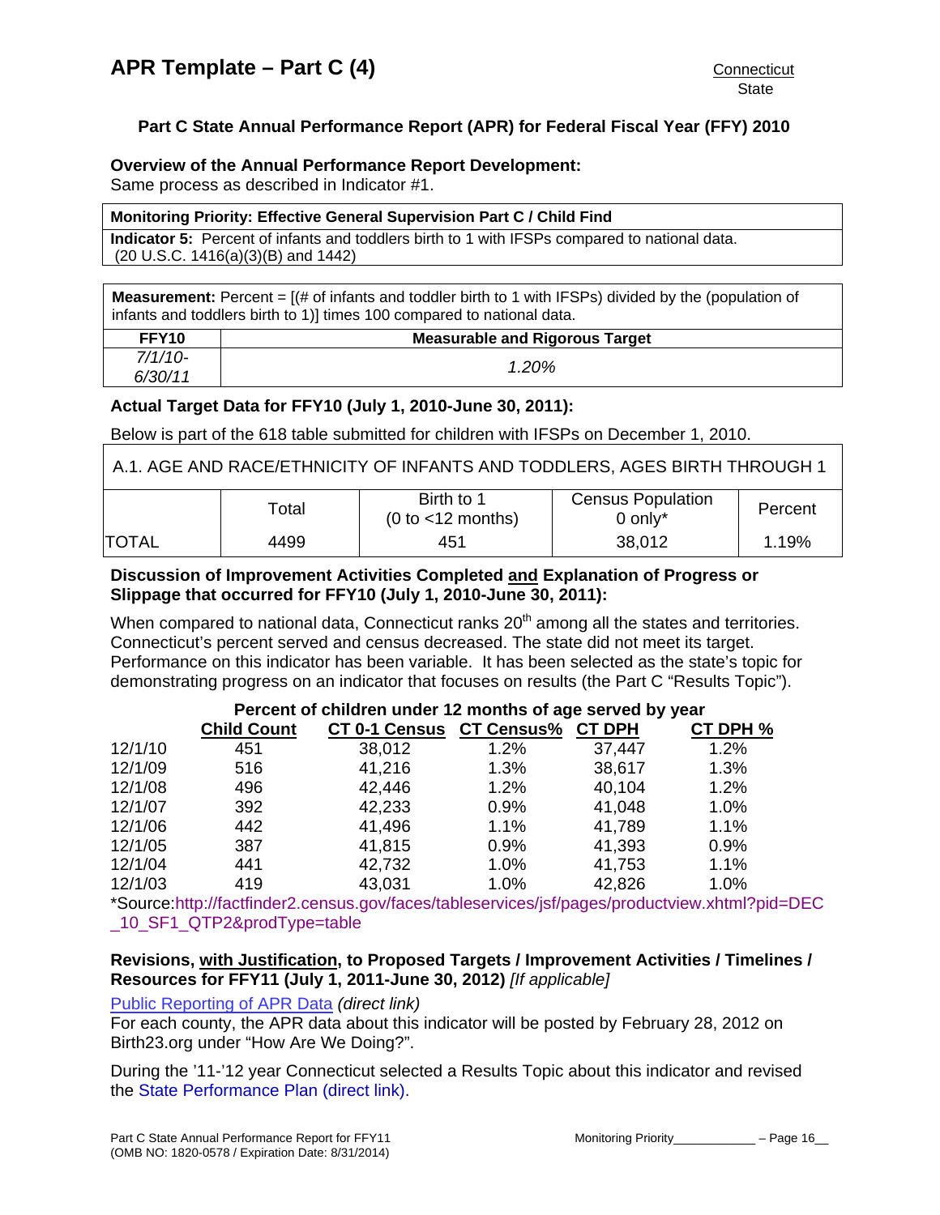# APR Template – Part C (4)

Connecticut
State

### Part C State Annual Performance Report (APR) for Federal Fiscal Year (FFY) 2010

**Overview of the Annual Performance Report Development:**
Same process as described in Indicator #1.

| **Monitoring Priority: Effective General Supervision Part C / Child Find** |
|---|
| **Indicator 5:** Percent of infants and toddlers birth to 1 with IFSPs compared to national data. (20 U.S.C. 1416(a)(3)(B) and 1442) |

| **Measurement:** Percent = [(# of infants and toddler birth to 1 with IFSPs) divided by the (population of infants and toddlers birth to 1)] times 100 compared to national data. | |
|---|---|
| **FFY10** | **Measurable and Rigorous Target** |
| *7/1/10-6/30/11* | *1.20%* |

**Actual Target Data for FFY10 (July 1, 2010-June 30, 2011):**

Below is part of the 618 table submitted for children with IFSPs on December 1, 2010.

| A.1. AGE AND RACE/ETHNICITY OF INFANTS AND TODDLERS, AGES BIRTH THROUGH 1 | | | | |
|---|---|---|---|---|
| | Total | Birth to 1 (0 to <12 months) | Census Population 0 only* | Percent |
| TOTAL | 4499 | 451 | 38,012 | 1.19% |

**Discussion of Improvement Activities Completed and Explanation of Progress or Slippage that occurred for FFY10 (July 1, 2010-June 30, 2011):**

When compared to national data, Connecticut ranks 20th among all the states and territories. Connecticut's percent served and census decreased. The state did not meet its target. Performance on this indicator has been variable. It has been selected as the state's topic for demonstrating progress on an indicator that focuses on results (the Part C "Results Topic").

**Percent of children under 12 months of age served by year**

| | **Child Count** | **CT 0-1 Census** | **CT Census%** | **CT DPH** | **CT DPH %** |
|---|---|---|---|---|---|
| 12/1/10 | 451 | 38,012 | 1.2% | 37,447 | 1.2% |
| 12/1/09 | 516 | 41,216 | 1.3% | 38,617 | 1.3% |
| 12/1/08 | 496 | 42,446 | 1.2% | 40,104 | 1.2% |
| 12/1/07 | 392 | 42,233 | 0.9% | 41,048 | 1.0% |
| 12/1/06 | 442 | 41,496 | 1.1% | 41,789 | 1.1% |
| 12/1/05 | 387 | 41,815 | 0.9% | 41,393 | 0.9% |
| 12/1/04 | 441 | 42,732 | 1.0% | 41,753 | 1.1% |
| 12/1/03 | 419 | 43,031 | 1.0% | 42,826 | 1.0% |

*Source:http://factfinder2.census.gov/faces/tableservices/jsf/pages/productview.xhtml?pid=DEC_10_SF1_QTP2&prodType=table

**Revisions, with Justification, to Proposed Targets / Improvement Activities / Timelines / Resources for FFY11 (July 1, 2011-June 30, 2012)** *[If applicable]*

Public Reporting of APR Data *(direct link)*
For each county, the APR data about this indicator will be posted by February 28, 2012 on Birth23.org under "How Are We Doing?".

During the '11-'12 year Connecticut selected a Results Topic about this indicator and revised the State Performance Plan (direct link).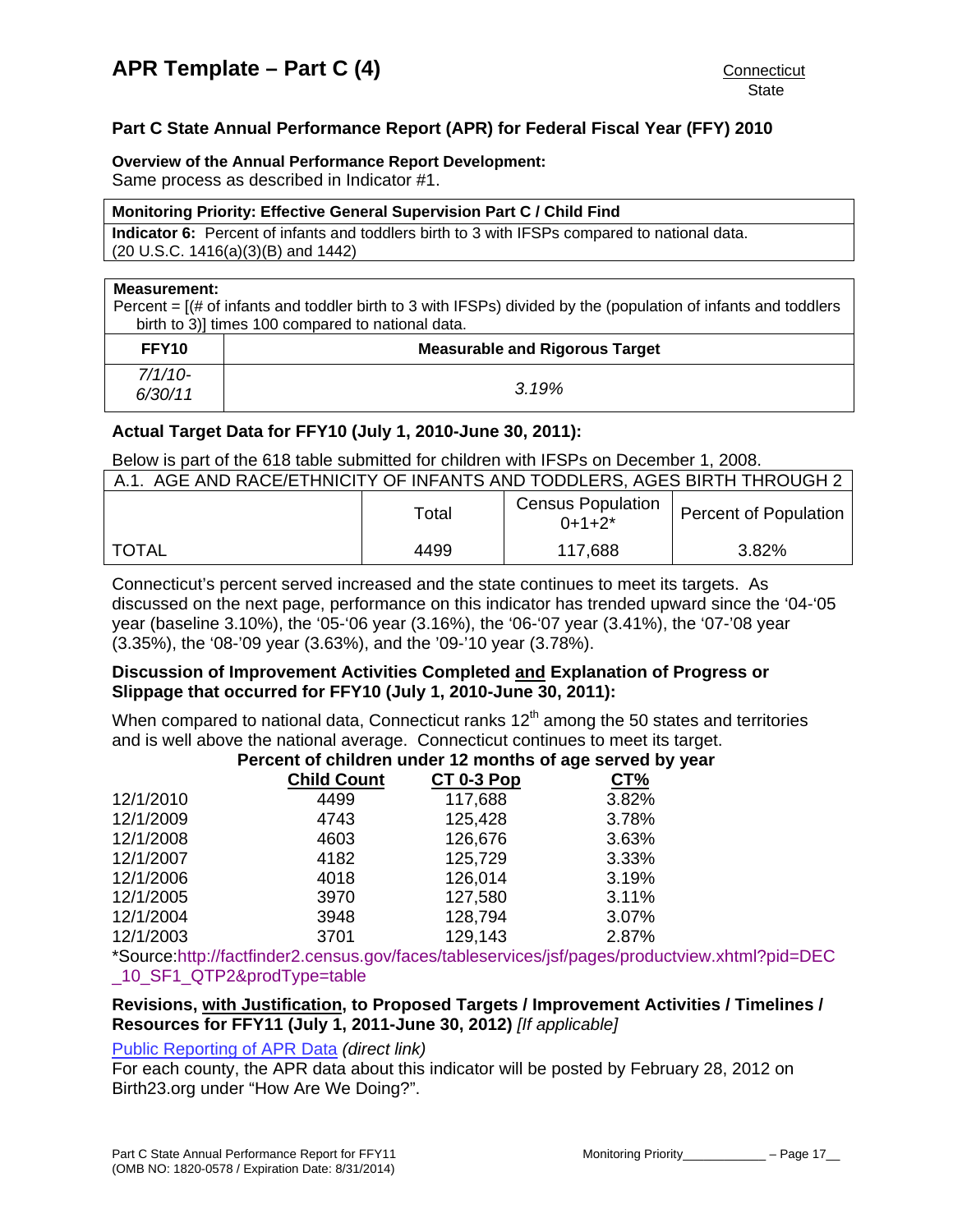# APR Template – Part C (4)

Connecticut
State

### Part C State Annual Performance Report (APR) for Federal Fiscal Year (FFY) 2010

**Overview of the Annual Performance Report Development:**
Same process as described in Indicator #1.

| **Monitoring Priority: Effective General Supervision Part C / Child Find** |
|---|
| **Indicator 6:** Percent of infants and toddlers birth to 3 with IFSPs compared to national data. (20 U.S.C. 1416(a)(3)(B) and 1442) |

**Measurement:**
Percent = [(# of infants and toddler birth to 3 with IFSPs) divided by the (population of infants and toddlers birth to 3)] times 100 compared to national data.

| FFY10 | Measurable and Rigorous Target |
|---|---|
| *7/1/10-6/30/11* | *3.19%* |

### Actual Target Data for FFY10 (July 1, 2010-June 30, 2011):

Below is part of the 618 table submitted for children with IFSPs on December 1, 2008.

| A.1. AGE AND RACE/ETHNICITY OF INFANTS AND TODDLERS, AGES BIRTH THROUGH 2 | | | |
|---|---|---|---|
| | Total | Census Population 0+1+2* | Percent of Population |
| TOTAL | 4499 | 117,688 | 3.82% |

Connecticut's percent served increased and the state continues to meet its targets. As discussed on the next page, performance on this indicator has trended upward since the '04-'05 year (baseline 3.10%), the '05-'06 year (3.16%), the '06-'07 year (3.41%), the '07-'08 year (3.35%), the '08-'09 year (3.63%), and the '09-'10 year (3.78%).

### Discussion of Improvement Activities Completed and Explanation of Progress or Slippage that occurred for FFY10 (July 1, 2010-June 30, 2011):

When compared to national data, Connecticut ranks 12th among the 50 states and territories and is well above the national average. Connecticut continues to meet its target.

**Percent of children under 12 months of age served by year**

| | Child Count | CT 0-3 Pop | CT% |
|---|---|---|---|
| 12/1/2010 | 4499 | 117,688 | 3.82% |
| 12/1/2009 | 4743 | 125,428 | 3.78% |
| 12/1/2008 | 4603 | 126,676 | 3.63% |
| 12/1/2007 | 4182 | 125,729 | 3.33% |
| 12/1/2006 | 4018 | 126,014 | 3.19% |
| 12/1/2005 | 3970 | 127,580 | 3.11% |
| 12/1/2004 | 3948 | 128,794 | 3.07% |
| 12/1/2003 | 3701 | 129,143 | 2.87% |

*Source:http://factfinder2.census.gov/faces/tableservices/jsf/pages/productview.xhtml?pid=DEC_10_SF1_QTP2&prodType=table

### Revisions, with Justification, to Proposed Targets / Improvement Activities / Timelines / Resources for FFY11 (July 1, 2011-June 30, 2012) *[If applicable]*

Public Reporting of APR Data *(direct link)*
For each county, the APR data about this indicator will be posted by February 28, 2012 on Birth23.org under "How Are We Doing?".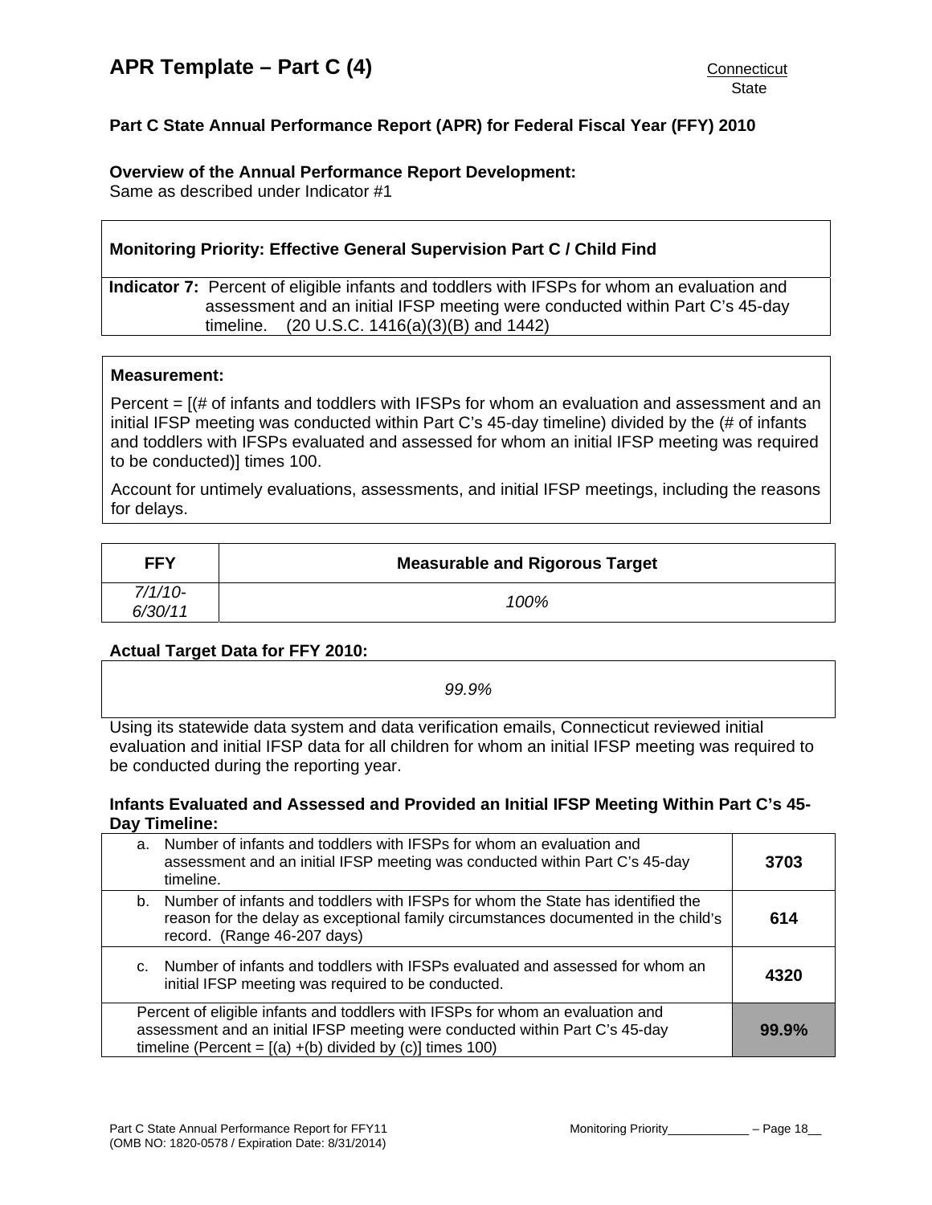# APR Template – Part C (4)

Connecticut
State

## Part C State Annual Performance Report (APR) for Federal Fiscal Year (FFY) 2010

**Overview of the Annual Performance Report Development:**
Same as described under Indicator #1

| **Monitoring Priority: Effective General Supervision Part C / Child Find** |
|---|
| **Indicator 7:** Percent of eligible infants and toddlers with IFSPs for whom an evaluation and assessment and an initial IFSP meeting were conducted within Part C's 45-day timeline. (20 U.S.C. 1416(a)(3)(B) and 1442) |

**Measurement:**

Percent = [(# of infants and toddlers with IFSPs for whom an evaluation and assessment and an initial IFSP meeting was conducted within Part C's 45-day timeline) divided by the (# of infants and toddlers with IFSPs evaluated and assessed for whom an initial IFSP meeting was required to be conducted)] times 100.

Account for untimely evaluations, assessments, and initial IFSP meetings, including the reasons for delays.

| FFY | Measurable and Rigorous Target |
|---|---|
| *7/1/10-6/30/11* | *100%* |

**Actual Target Data for FFY 2010:**

*99.9%*

Using its statewide data system and data verification emails, Connecticut reviewed initial evaluation and initial IFSP data for all children for whom an initial IFSP meeting was required to be conducted during the reporting year.

**Infants Evaluated and Assessed and Provided an Initial IFSP Meeting Within Part C's 45-Day Timeline:**

| | |
|---|---|
| a. Number of infants and toddlers with IFSPs for whom an evaluation and assessment and an initial IFSP meeting was conducted within Part C's 45-day timeline. | **3703** |
| b. Number of infants and toddlers with IFSPs for whom the State has identified the reason for the delay as exceptional family circumstances documented in the child's record. (Range 46-207 days) | **614** |
| c. Number of infants and toddlers with IFSPs evaluated and assessed for whom an initial IFSP meeting was required to be conducted. | **4320** |
| Percent of eligible infants and toddlers with IFSPs for whom an evaluation and assessment and an initial IFSP meeting were conducted within Part C's 45-day timeline (Percent = [(a) +(b) divided by (c)] times 100) | **99.9%** |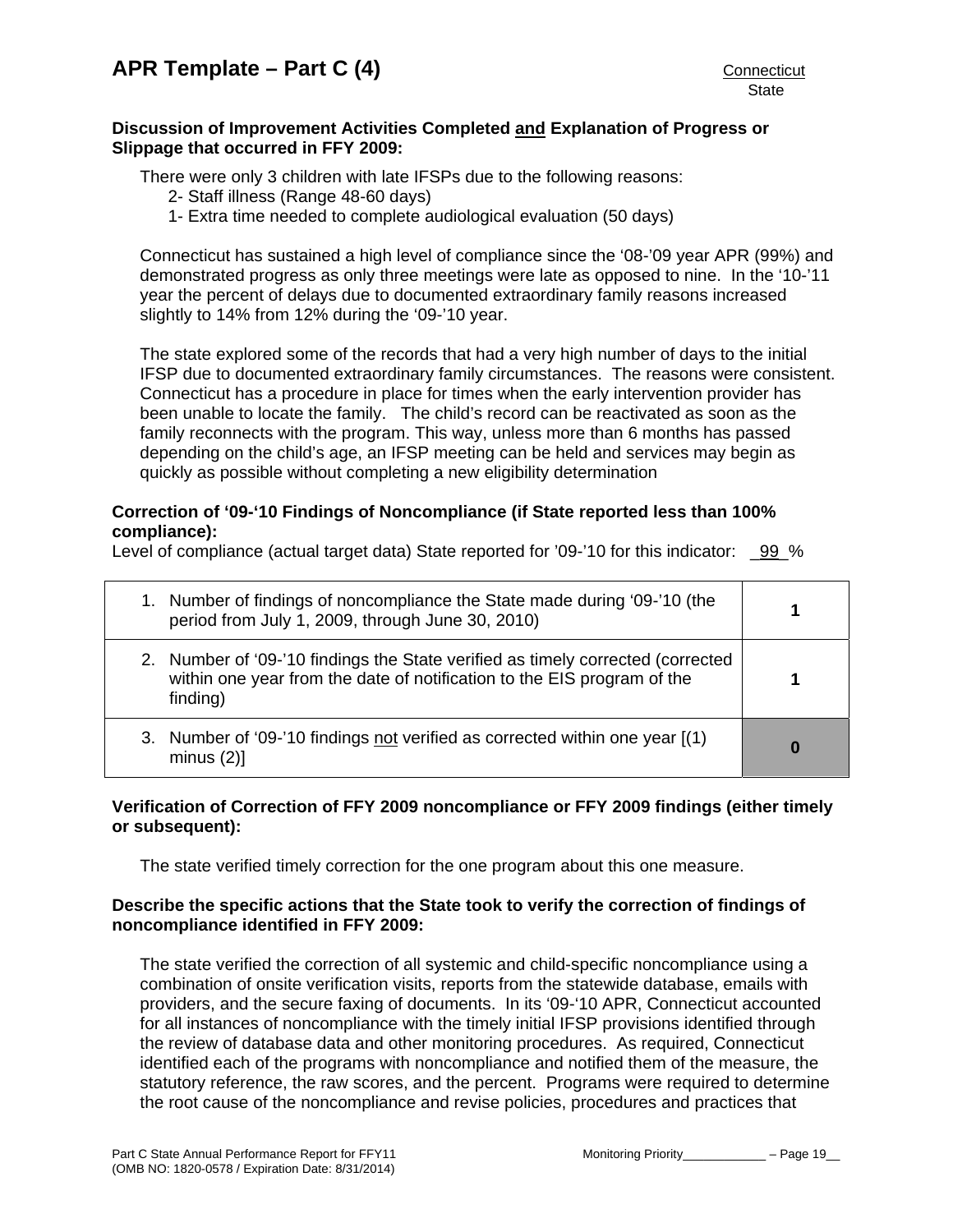**Discussion of Improvement Activities Completed and Explanation of Progress or Slippage that occurred in FFY 2009:**

There were only 3 children with late IFSPs due to the following reasons:

- 2- Staff illness (Range 48-60 days)
- 1- Extra time needed to complete audiological evaluation (50 days)

Connecticut has sustained a high level of compliance since the '08-'09 year APR (99%) and demonstrated progress as only three meetings were late as opposed to nine. In the '10-'11 year the percent of delays due to documented extraordinary family reasons increased slightly to 14% from 12% during the '09-'10 year.

The state explored some of the records that had a very high number of days to the initial IFSP due to documented extraordinary family circumstances. The reasons were consistent. Connecticut has a procedure in place for times when the early intervention provider has been unable to locate the family. The child's record can be reactivated as soon as the family reconnects with the program. This way, unless more than 6 months has passed depending on the child's age, an IFSP meeting can be held and services may begin as quickly as possible without completing a new eligibility determination

**Correction of '09-'10 Findings of Noncompliance (if State reported less than 100% compliance):**

Level of compliance (actual target data) State reported for '09-'10 for this indicator: 99 %

| | |
|---|---|
| 1. Number of findings of noncompliance the State made during '09-'10 (the period from July 1, 2009, through June 30, 2010) | **1** |
| 2. Number of '09-'10 findings the State verified as timely corrected (corrected within one year from the date of notification to the EIS program of the finding) | **1** |
| 3. Number of '09-'10 findings not verified as corrected within one year [(1) minus (2)] | **0** |

**Verification of Correction of FFY 2009 noncompliance or FFY 2009 findings (either timely or subsequent):**

The state verified timely correction for the one program about this one measure.

**Describe the specific actions that the State took to verify the correction of findings of noncompliance identified in FFY 2009:**

The state verified the correction of all systemic and child-specific noncompliance using a combination of onsite verification visits, reports from the statewide database, emails with providers, and the secure faxing of documents. In its '09-'10 APR, Connecticut accounted for all instances of noncompliance with the timely initial IFSP provisions identified through the review of database data and other monitoring procedures. As required, Connecticut identified each of the programs with noncompliance and notified them of the measure, the statutory reference, the raw scores, and the percent. Programs were required to determine the root cause of the noncompliance and revise policies, procedures and practices that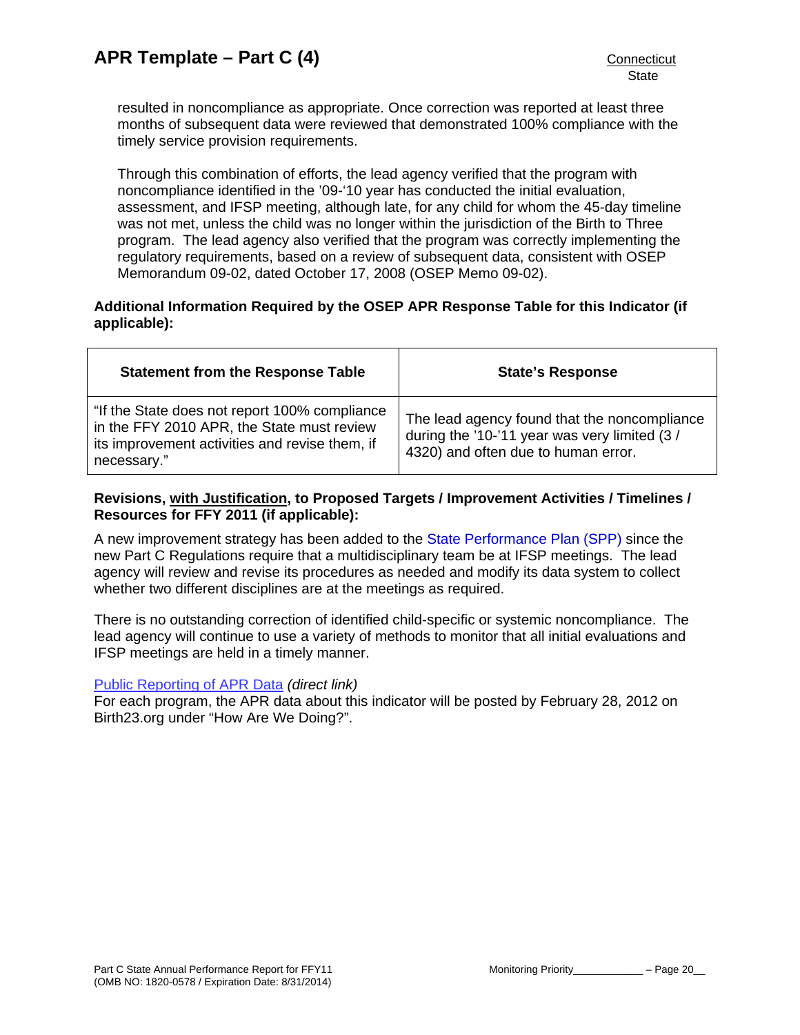resulted in noncompliance as appropriate. Once correction was reported at least three months of subsequent data were reviewed that demonstrated 100% compliance with the timely service provision requirements.

Through this combination of efforts, the lead agency verified that the program with noncompliance identified in the '09-'10 year has conducted the initial evaluation, assessment, and IFSP meeting, although late, for any child for whom the 45-day timeline was not met, unless the child was no longer within the jurisdiction of the Birth to Three program. The lead agency also verified that the program was correctly implementing the regulatory requirements, based on a review of subsequent data, consistent with OSEP Memorandum 09-02, dated October 17, 2008 (OSEP Memo 09-02).

**Additional Information Required by the OSEP APR Response Table for this Indicator (if applicable):**

| Statement from the Response Table | State's Response |
|---|---|
| "If the State does not report 100% compliance in the FFY 2010 APR, the State must review its improvement activities and revise them, if necessary." | The lead agency found that the noncompliance during the '10-'11 year was very limited (3 / 4320) and often due to human error. |

**Revisions, with Justification, to Proposed Targets / Improvement Activities / Timelines / Resources for FFY 2011 (if applicable):**

A new improvement strategy has been added to the State Performance Plan (SPP) since the new Part C Regulations require that a multidisciplinary team be at IFSP meetings. The lead agency will review and revise its procedures as needed and modify its data system to collect whether two different disciplines are at the meetings as required.

There is no outstanding correction of identified child-specific or systemic noncompliance. The lead agency will continue to use a variety of methods to monitor that all initial evaluations and IFSP meetings are held in a timely manner.

Public Reporting of APR Data *(direct link)*
For each program, the APR data about this indicator will be posted by February 28, 2012 on Birth23.org under "How Are We Doing?".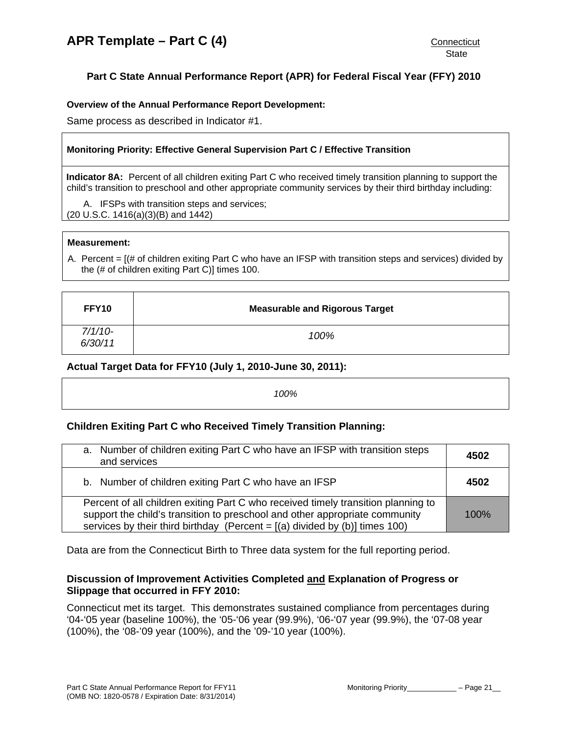# APR Template – Part C (4)

Connecticut
State

## Part C State Annual Performance Report (APR) for Federal Fiscal Year (FFY) 2010

**Overview of the Annual Performance Report Development:**

Same process as described in Indicator #1.

**Monitoring Priority: Effective General Supervision Part C / Effective Transition**

**Indicator 8A:** Percent of all children exiting Part C who received timely transition planning to support the child's transition to preschool and other appropriate community services by their third birthday including:

A. IFSPs with transition steps and services;
(20 U.S.C. 1416(a)(3)(B) and 1442)

**Measurement:**

A. Percent = [(# of children exiting Part C who have an IFSP with transition steps and services) divided by the (# of children exiting Part C)] times 100.

| FFY10 | Measurable and Rigorous Target |
|---|---|
| *7/1/10-6/30/11* | *100%* |

### Actual Target Data for FFY10 (July 1, 2010-June 30, 2011):

*100%*

### Children Exiting Part C who Received Timely Transition Planning:

| | |
|---|---|
| a. Number of children exiting Part C who have an IFSP with transition steps and services | **4502** |
| b. Number of children exiting Part C who have an IFSP | **4502** |
| Percent of all children exiting Part C who received timely transition planning to support the child's transition to preschool and other appropriate community services by their third birthday (Percent = [(a) divided by (b)] times 100) | 100% |

Data are from the Connecticut Birth to Three data system for the full reporting period.

### Discussion of Improvement Activities Completed and Explanation of Progress or Slippage that occurred in FFY 2010:

Connecticut met its target. This demonstrates sustained compliance from percentages during '04-'05 year (baseline 100%), the '05-'06 year (99.9%), '06-'07 year (99.9%), the '07-08 year (100%), the '08-'09 year (100%), and the '09-'10 year (100%).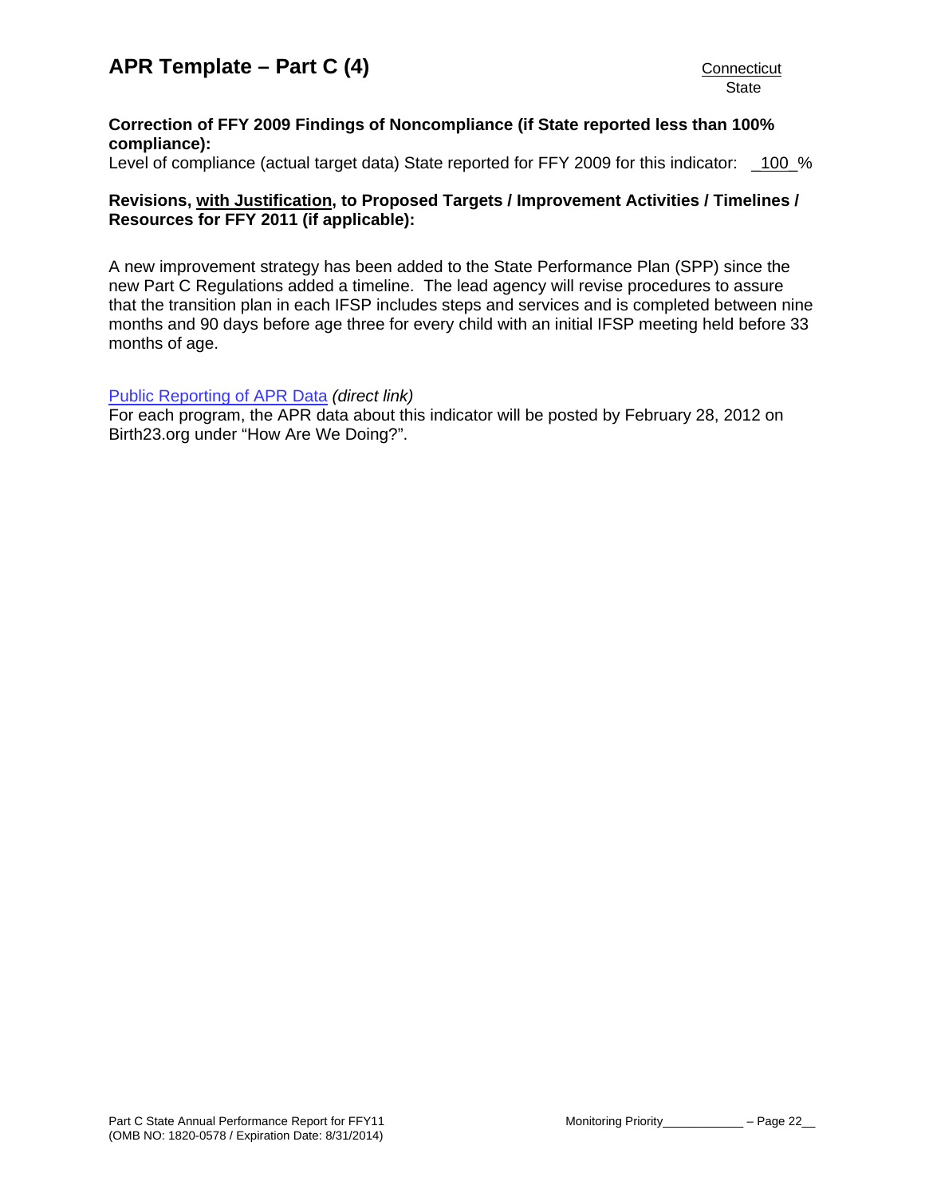**Correction of FFY 2009 Findings of Noncompliance (if State reported less than 100% compliance):**

Level of compliance (actual target data) State reported for FFY 2009 for this indicator: 100 %

**Revisions, with Justification, to Proposed Targets / Improvement Activities / Timelines / Resources for FFY 2011 (if applicable):**

A new improvement strategy has been added to the State Performance Plan (SPP) since the new Part C Regulations added a timeline. The lead agency will revise procedures to assure that the transition plan in each IFSP includes steps and services and is completed between nine months and 90 days before age three for every child with an initial IFSP meeting held before 33 months of age.

Public Reporting of APR Data *(direct link)*

For each program, the APR data about this indicator will be posted by February 28, 2012 on Birth23.org under "How Are We Doing?".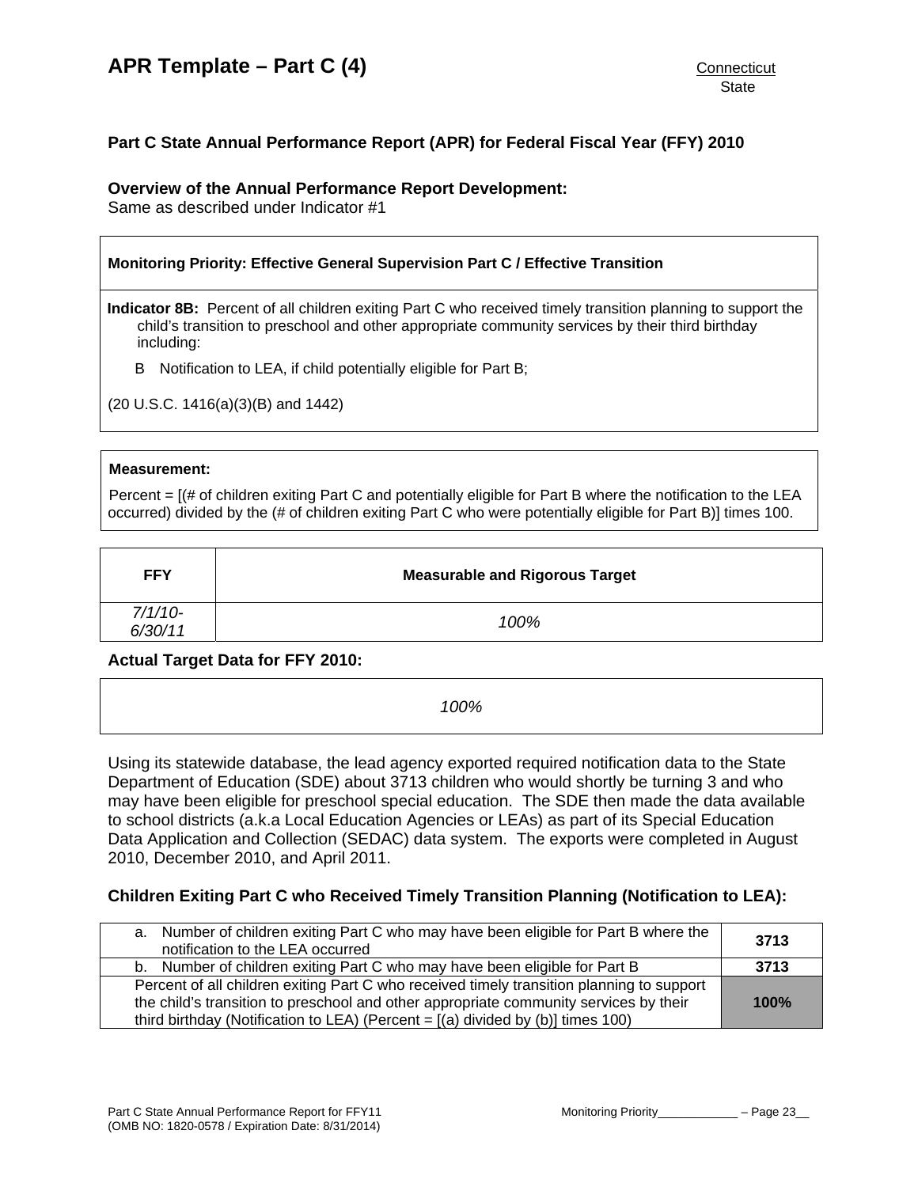# APR Template – Part C (4)

Connecticut
State

**Part C State Annual Performance Report (APR) for Federal Fiscal Year (FFY) 2010**

**Overview of the Annual Performance Report Development:**
Same as described under Indicator #1

**Monitoring Priority: Effective General Supervision Part C / Effective Transition**

**Indicator 8B:** Percent of all children exiting Part C who received timely transition planning to support the child's transition to preschool and other appropriate community services by their third birthday including:

B Notification to LEA, if child potentially eligible for Part B;

(20 U.S.C. 1416(a)(3)(B) and 1442)

**Measurement:**

Percent = [(# of children exiting Part C and potentially eligible for Part B where the notification to the LEA occurred) divided by the (# of children exiting Part C who were potentially eligible for Part B)] times 100.

| FFY | Measurable and Rigorous Target |
|---|---|
| *7/1/10-6/30/11* | *100%* |

**Actual Target Data for FFY 2010:**

*100%*

Using its statewide database, the lead agency exported required notification data to the State Department of Education (SDE) about 3713 children who would shortly be turning 3 and who may have been eligible for preschool special education. The SDE then made the data available to school districts (a.k.a Local Education Agencies or LEAs) as part of its Special Education Data Application and Collection (SEDAC) data system. The exports were completed in August 2010, December 2010, and April 2011.

**Children Exiting Part C who Received Timely Transition Planning (Notification to LEA):**

| | |
|---|---|
| a. Number of children exiting Part C who may have been eligible for Part B where the notification to the LEA occurred | **3713** |
| b. Number of children exiting Part C who may have been eligible for Part B | **3713** |
| Percent of all children exiting Part C who received timely transition planning to support the child's transition to preschool and other appropriate community services by their third birthday (Notification to LEA) (Percent = [(a) divided by (b)] times 100) | **100%** |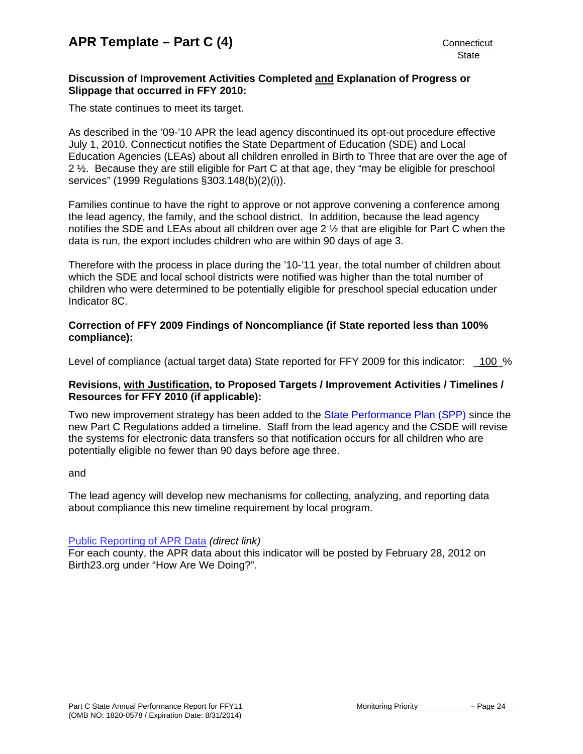**Discussion of Improvement Activities Completed and Explanation of Progress or Slippage that occurred in FFY 2010:**

The state continues to meet its target.

As described in the '09-'10 APR the lead agency discontinued its opt-out procedure effective July 1, 2010. Connecticut notifies the State Department of Education (SDE) and Local Education Agencies (LEAs) about all children enrolled in Birth to Three that are over the age of 2 ½. Because they are still eligible for Part C at that age, they "may be eligible for preschool services" (1999 Regulations §303.148(b)(2)(i)).

Families continue to have the right to approve or not approve convening a conference among the lead agency, the family, and the school district. In addition, because the lead agency notifies the SDE and LEAs about all children over age 2 ½ that are eligible for Part C when the data is run, the export includes children who are within 90 days of age 3.

Therefore with the process in place during the '10-'11 year, the total number of children about which the SDE and local school districts were notified was higher than the total number of children who were determined to be potentially eligible for preschool special education under Indicator 8C.

**Correction of FFY 2009 Findings of Noncompliance (if State reported less than 100% compliance):**

Level of compliance (actual target data) State reported for FFY 2009 for this indicator: 100 %

**Revisions, with Justification, to Proposed Targets / Improvement Activities / Timelines / Resources for FFY 2010 (if applicable):**

Two new improvement strategy has been added to the State Performance Plan (SPP) since the new Part C Regulations added a timeline. Staff from the lead agency and the CSDE will revise the systems for electronic data transfers so that notification occurs for all children who are potentially eligible no fewer than 90 days before age three.

and

The lead agency will develop new mechanisms for collecting, analyzing, and reporting data about compliance this new timeline requirement by local program.

Public Reporting of APR Data *(direct link)*
For each county, the APR data about this indicator will be posted by February 28, 2012 on Birth23.org under "How Are We Doing?".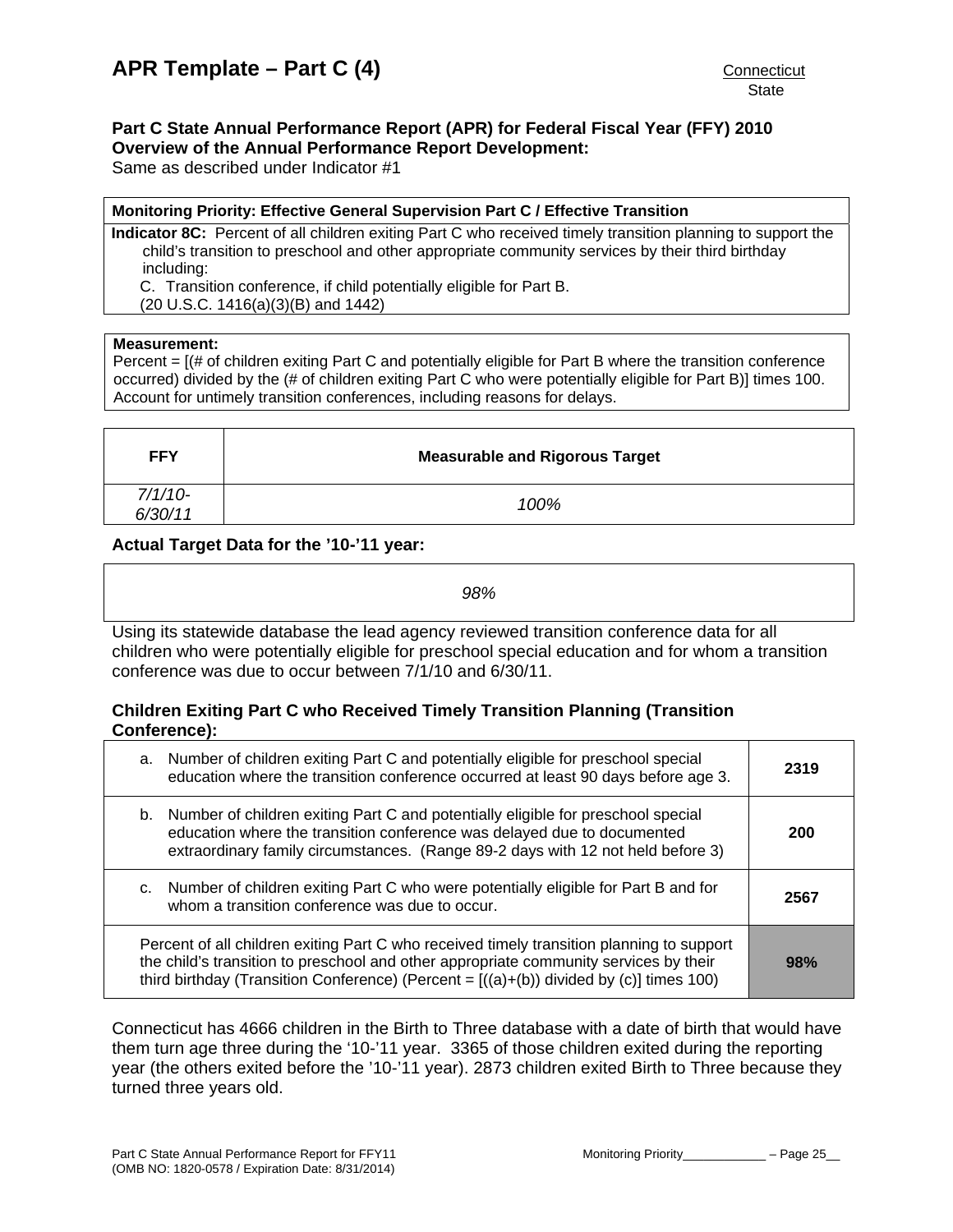# APR Template – Part C (4)

Connecticut
State

**Part C State Annual Performance Report (APR) for Federal Fiscal Year (FFY) 2010**
**Overview of the Annual Performance Report Development:**
Same as described under Indicator #1

| **Monitoring Priority: Effective General Supervision Part C / Effective Transition** |
|---|
| **Indicator 8C:** Percent of all children exiting Part C who received timely transition planning to support the child's transition to preschool and other appropriate community services by their third birthday including: <br> C. Transition conference, if child potentially eligible for Part B. <br> (20 U.S.C. 1416(a)(3)(B) and 1442) |

| **Measurement:** |
|---|
| Percent = [(# of children exiting Part C and potentially eligible for Part B where the transition conference occurred) divided by the (# of children exiting Part C who were potentially eligible for Part B)] times 100. Account for untimely transition conferences, including reasons for delays. |

| FFY | Measurable and Rigorous Target |
|---|---|
| *7/1/10-6/30/11* | *100%* |

**Actual Target Data for the '10-'11 year:**

| *98%* |
|---|

Using its statewide database the lead agency reviewed transition conference data for all children who were potentially eligible for preschool special education and for whom a transition conference was due to occur between 7/1/10 and 6/30/11.

**Children Exiting Part C who Received Timely Transition Planning (Transition Conference):**

| | |
|---|---|
| a. Number of children exiting Part C and potentially eligible for preschool special education where the transition conference occurred at least 90 days before age 3. | **2319** |
| b. Number of children exiting Part C and potentially eligible for preschool special education where the transition conference was delayed due to documented extraordinary family circumstances. (Range 89-2 days with 12 not held before 3) | **200** |
| c. Number of children exiting Part C who were potentially eligible for Part B and for whom a transition conference was due to occur. | **2567** |
| Percent of all children exiting Part C who received timely transition planning to support the child's transition to preschool and other appropriate community services by their third birthday (Transition Conference) (Percent = [((a)+(b)) divided by (c)] times 100) | **98%** |

Connecticut has 4666 children in the Birth to Three database with a date of birth that would have them turn age three during the '10-'11 year. 3365 of those children exited during the reporting year (the others exited before the '10-'11 year). 2873 children exited Birth to Three because they turned three years old.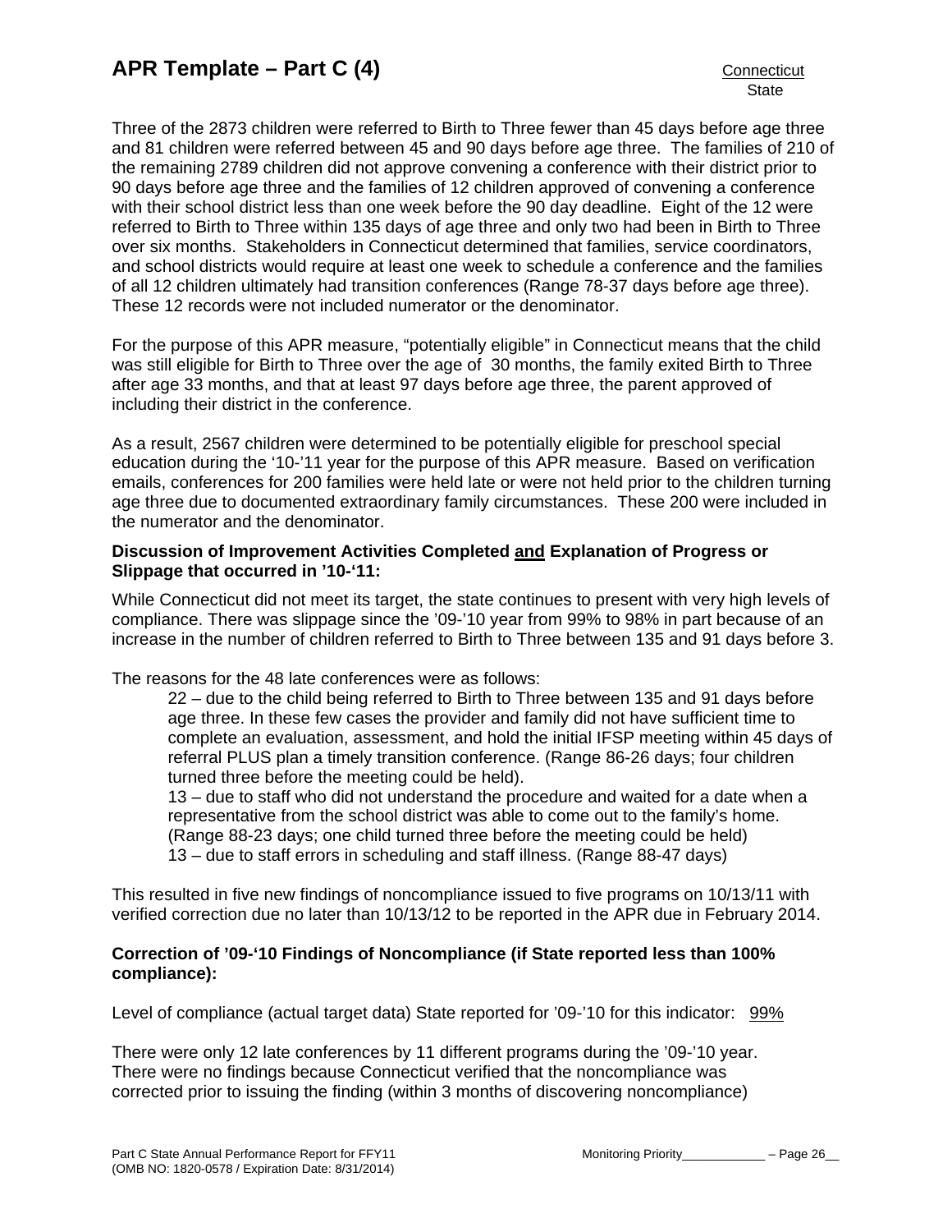Three of the 2873 children were referred to Birth to Three fewer than 45 days before age three and 81 children were referred between 45 and 90 days before age three. The families of 210 of the remaining 2789 children did not approve convening a conference with their district prior to 90 days before age three and the families of 12 children approved of convening a conference with their school district less than one week before the 90 day deadline. Eight of the 12 were referred to Birth to Three within 135 days of age three and only two had been in Birth to Three over six months. Stakeholders in Connecticut determined that families, service coordinators, and school districts would require at least one week to schedule a conference and the families of all 12 children ultimately had transition conferences (Range 78-37 days before age three). These 12 records were not included numerator or the denominator.

For the purpose of this APR measure, "potentially eligible" in Connecticut means that the child was still eligible for Birth to Three over the age of 30 months, the family exited Birth to Three after age 33 months, and that at least 97 days before age three, the parent approved of including their district in the conference.

As a result, 2567 children were determined to be potentially eligible for preschool special education during the '10-'11 year for the purpose of this APR measure. Based on verification emails, conferences for 200 families were held late or were not held prior to the children turning age three due to documented extraordinary family circumstances. These 200 were included in the numerator and the denominator.

**Discussion of Improvement Activities Completed and Explanation of Progress or Slippage that occurred in '10-'11:**

While Connecticut did not meet its target, the state continues to present with very high levels of compliance. There was slippage since the '09-'10 year from 99% to 98% in part because of an increase in the number of children referred to Birth to Three between 135 and 91 days before 3.

The reasons for the 48 late conferences were as follows:

- 22 – due to the child being referred to Birth to Three between 135 and 91 days before age three. In these few cases the provider and family did not have sufficient time to complete an evaluation, assessment, and hold the initial IFSP meeting within 45 days of referral PLUS plan a timely transition conference. (Range 86-26 days; four children turned three before the meeting could be held).
- 13 – due to staff who did not understand the procedure and waited for a date when a representative from the school district was able to come out to the family's home. (Range 88-23 days; one child turned three before the meeting could be held)
- 13 – due to staff errors in scheduling and staff illness. (Range 88-47 days)

This resulted in five new findings of noncompliance issued to five programs on 10/13/11 with verified correction due no later than 10/13/12 to be reported in the APR due in February 2014.

**Correction of '09-'10 Findings of Noncompliance (if State reported less than 100% compliance):**

Level of compliance (actual target data) State reported for '09-'10 for this indicator: 99%

There were only 12 late conferences by 11 different programs during the '09-'10 year. There were no findings because Connecticut verified that the noncompliance was corrected prior to issuing the finding (within 3 months of discovering noncompliance)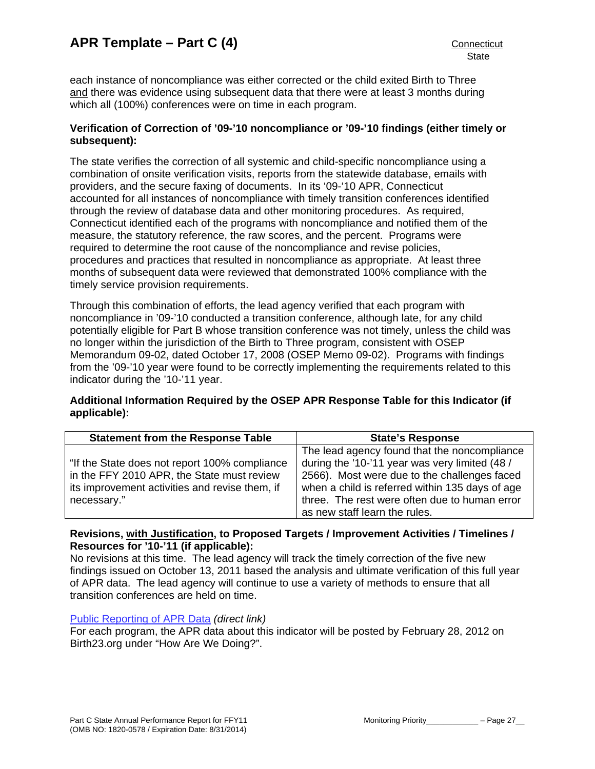each instance of noncompliance was either corrected or the child exited Birth to Three and there was evidence using subsequent data that there were at least 3 months during which all (100%) conferences were on time in each program.

**Verification of Correction of '09-'10 noncompliance or '09-'10 findings (either timely or subsequent):**

The state verifies the correction of all systemic and child-specific noncompliance using a combination of onsite verification visits, reports from the statewide database, emails with providers, and the secure faxing of documents. In its '09-'10 APR, Connecticut accounted for all instances of noncompliance with timely transition conferences identified through the review of database data and other monitoring procedures. As required, Connecticut identified each of the programs with noncompliance and notified them of the measure, the statutory reference, the raw scores, and the percent. Programs were required to determine the root cause of the noncompliance and revise policies, procedures and practices that resulted in noncompliance as appropriate. At least three months of subsequent data were reviewed that demonstrated 100% compliance with the timely service provision requirements.

Through this combination of efforts, the lead agency verified that each program with noncompliance in '09-'10 conducted a transition conference, although late, for any child potentially eligible for Part B whose transition conference was not timely, unless the child was no longer within the jurisdiction of the Birth to Three program, consistent with OSEP Memorandum 09-02, dated October 17, 2008 (OSEP Memo 09-02). Programs with findings from the '09-'10 year were found to be correctly implementing the requirements related to this indicator during the '10-'11 year.

**Additional Information Required by the OSEP APR Response Table for this Indicator (if applicable):**

| Statement from the Response Table | State's Response |
|---|---|
| "If the State does not report 100% compliance in the FFY 2010 APR, the State must review its improvement activities and revise them, if necessary." | The lead agency found that the noncompliance during the '10-'11 year was very limited (48 / 2566). Most were due to the challenges faced when a child is referred within 135 days of age three. The rest were often due to human error as new staff learn the rules. |

**Revisions, with Justification, to Proposed Targets / Improvement Activities / Timelines / Resources for '10-'11 (if applicable):**

No revisions at this time. The lead agency will track the timely correction of the five new findings issued on October 13, 2011 based the analysis and ultimate verification of this full year of APR data. The lead agency will continue to use a variety of methods to ensure that all transition conferences are held on time.

Public Reporting of APR Data *(direct link)*

For each program, the APR data about this indicator will be posted by February 28, 2012 on Birth23.org under "How Are We Doing?".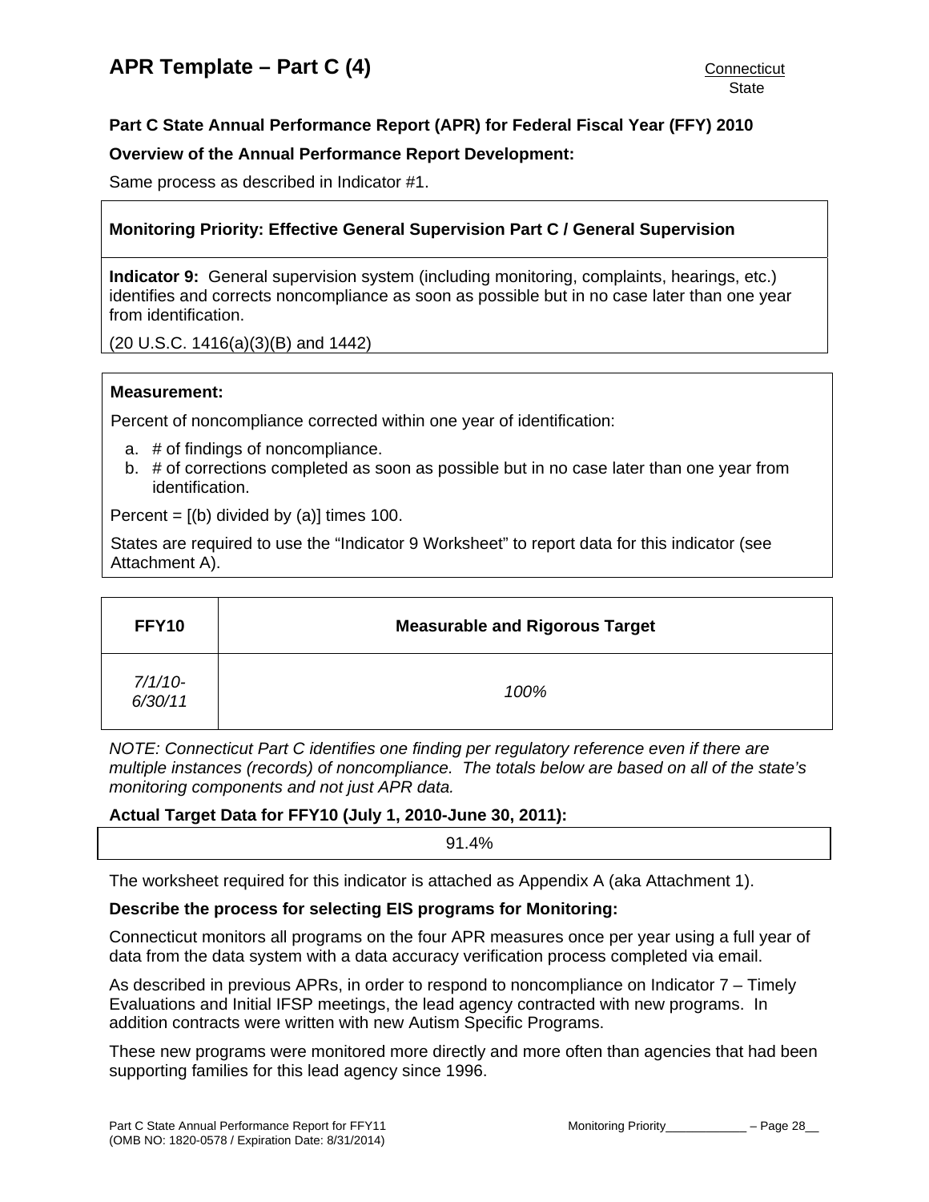# APR Template – Part C (4)

Connecticut
State

**Part C State Annual Performance Report (APR) for Federal Fiscal Year (FFY) 2010**

**Overview of the Annual Performance Report Development:**

Same process as described in Indicator #1.

**Monitoring Priority: Effective General Supervision Part C / General Supervision**

**Indicator 9:** General supervision system (including monitoring, complaints, hearings, etc.) identifies and corrects noncompliance as soon as possible but in no case later than one year from identification.

(20 U.S.C. 1416(a)(3)(B) and 1442)

**Measurement:**

Percent of noncompliance corrected within one year of identification:

a. # of findings of noncompliance.
b. # of corrections completed as soon as possible but in no case later than one year from identification.

Percent = [(b) divided by (a)] times 100.

States are required to use the "Indicator 9 Worksheet" to report data for this indicator (see Attachment A).

| FFY10 | Measurable and Rigorous Target |
|---|---|
| *7/1/10-6/30/11* | *100%* |

*NOTE: Connecticut Part C identifies one finding per regulatory reference even if there are multiple instances (records) of noncompliance. The totals below are based on all of the state's monitoring components and not just APR data.*

**Actual Target Data for FFY10 (July 1, 2010-June 30, 2011):**

91.4%

The worksheet required for this indicator is attached as Appendix A (aka Attachment 1).

**Describe the process for selecting EIS programs for Monitoring:**

Connecticut monitors all programs on the four APR measures once per year using a full year of data from the data system with a data accuracy verification process completed via email.

As described in previous APRs, in order to respond to noncompliance on Indicator 7 – Timely Evaluations and Initial IFSP meetings, the lead agency contracted with new programs. In addition contracts were written with new Autism Specific Programs.

These new programs were monitored more directly and more often than agencies that had been supporting families for this lead agency since 1996.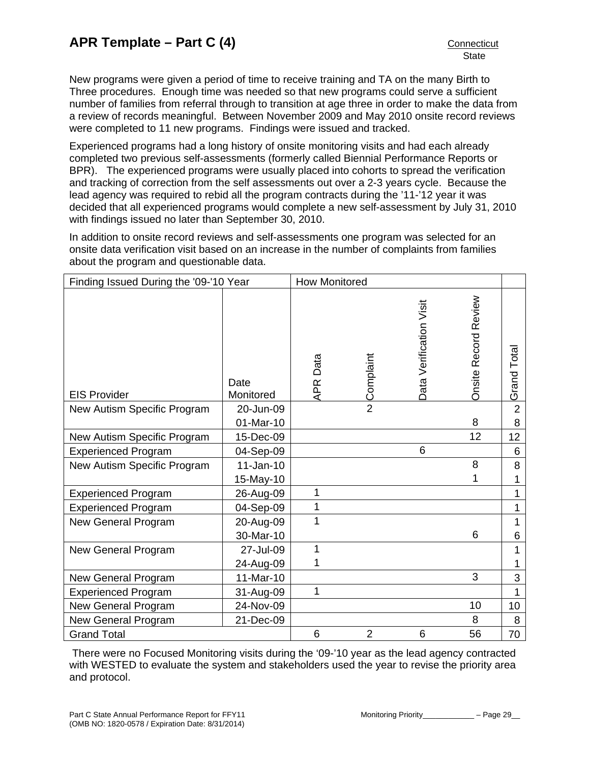New programs were given a period of time to receive training and TA on the many Birth to Three procedures. Enough time was needed so that new programs could serve a sufficient number of families from referral through to transition at age three in order to make the data from a review of records meaningful. Between November 2009 and May 2010 onsite record reviews were completed to 11 new programs. Findings were issued and tracked.

Experienced programs had a long history of onsite monitoring visits and had each already completed two previous self-assessments (formerly called Biennial Performance Reports or BPR). The experienced programs were usually placed into cohorts to spread the verification and tracking of correction from the self assessments out over a 2-3 years cycle. Because the lead agency was required to rebid all the program contracts during the ’11-’12 year it was decided that all experienced programs would complete a new self-assessment by July 31, 2010 with findings issued no later than September 30, 2010.

In addition to onsite record reviews and self-assessments one program was selected for an onsite data verification visit based on an increase in the number of complaints from families about the program and questionable data.

| Finding Issued During the '09-'10 Year | | How Monitored | | | | |
|---|---|---|---|---|---|---|
| EIS Provider | Date Monitored | APR Data | Complaint | Data Verification Visit | Onsite Record Review | Grand Total |
| New Autism Specific Program | 20-Jun-09 | | 2 | | | 2 |
| | 01-Mar-10 | | | | 8 | 8 |
| New Autism Specific Program | 15-Dec-09 | | | | 12 | 12 |
| Experienced Program | 04-Sep-09 | | | 6 | | 6 |
| New Autism Specific Program | 11-Jan-10 | | | | 8 | 8 |
| | 15-May-10 | | | | 1 | 1 |
| Experienced Program | 26-Aug-09 | 1 | | | | 1 |
| Experienced Program | 04-Sep-09 | 1 | | | | 1 |
| New General Program | 20-Aug-09 | 1 | | | | 1 |
| | 30-Mar-10 | | | | 6 | 6 |
| New General Program | 27-Jul-09 | 1 | | | | 1 |
| | 24-Aug-09 | 1 | | | | 1 |
| New General Program | 11-Mar-10 | | | | 3 | 3 |
| Experienced Program | 31-Aug-09 | 1 | | | | 1 |
| New General Program | 24-Nov-09 | | | | 10 | 10 |
| New General Program | 21-Dec-09 | | | | 8 | 8 |
| Grand Total | | 6 | 2 | 6 | 56 | 70 |

There were no Focused Monitoring visits during the ‘09-’10 year as the lead agency contracted with WESTED to evaluate the system and stakeholders used the year to revise the priority area and protocol.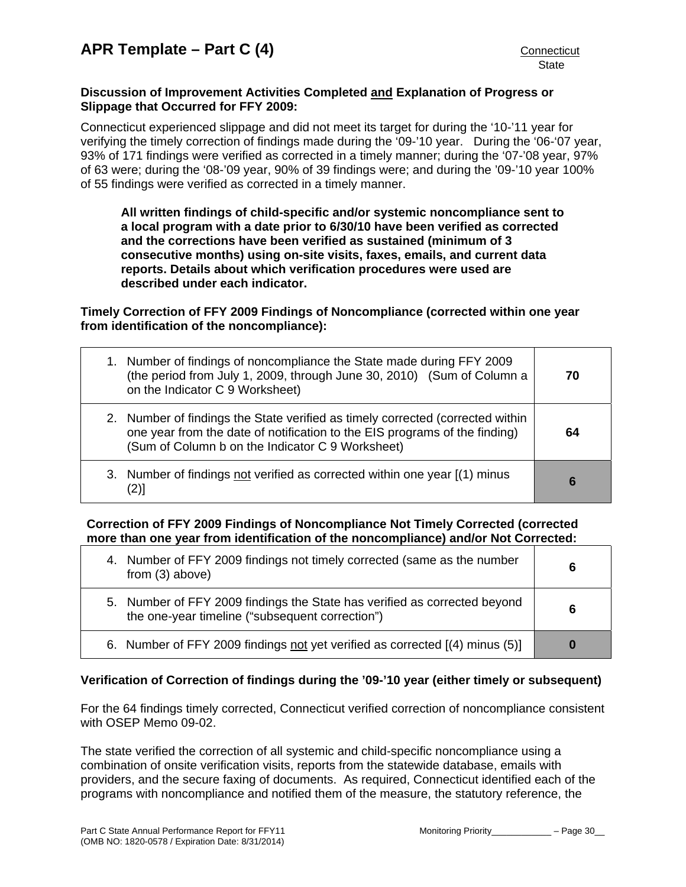**Discussion of Improvement Activities Completed and Explanation of Progress or Slippage that Occurred for FFY 2009:**

Connecticut experienced slippage and did not meet its target for during the '10-'11 year for verifying the timely correction of findings made during the '09-'10 year. During the '06-'07 year, 93% of 171 findings were verified as corrected in a timely manner; during the '07-'08 year, 97% of 63 were; during the '08-'09 year, 90% of 39 findings were; and during the '09-'10 year 100% of 55 findings were verified as corrected in a timely manner.

> **All written findings of child-specific and/or systemic noncompliance sent to a local program with a date prior to 6/30/10 have been verified as corrected and the corrections have been verified as sustained (minimum of 3 consecutive months) using on-site visits, faxes, emails, and current data reports. Details about which verification procedures were used are described under each indicator.**

**Timely Correction of FFY 2009 Findings of Noncompliance (corrected within one year from identification of the noncompliance):**

| | |
|---|---|
| 1. Number of findings of noncompliance the State made during FFY 2009 (the period from July 1, 2009, through June 30, 2010) (Sum of Column a on the Indicator C 9 Worksheet) | **70** |
| 2. Number of findings the State verified as timely corrected (corrected within one year from the date of notification to the EIS programs of the finding) (Sum of Column b on the Indicator C 9 Worksheet) | **64** |
| 3. Number of findings not verified as corrected within one year [(1) minus (2)] | **6** |

**Correction of FFY 2009 Findings of Noncompliance Not Timely Corrected (corrected more than one year from identification of the noncompliance) and/or Not Corrected:**

| | |
|---|---|
| 4. Number of FFY 2009 findings not timely corrected (same as the number from (3) above) | **6** |
| 5. Number of FFY 2009 findings the State has verified as corrected beyond the one-year timeline ("subsequent correction") | **6** |
| 6. Number of FFY 2009 findings not yet verified as corrected [(4) minus (5)] | **0** |

**Verification of Correction of findings during the '09-'10 year (either timely or subsequent)**

For the 64 findings timely corrected, Connecticut verified correction of noncompliance consistent with OSEP Memo 09-02.

The state verified the correction of all systemic and child-specific noncompliance using a combination of onsite verification visits, reports from the statewide database, emails with providers, and the secure faxing of documents. As required, Connecticut identified each of the programs with noncompliance and notified them of the measure, the statutory reference, the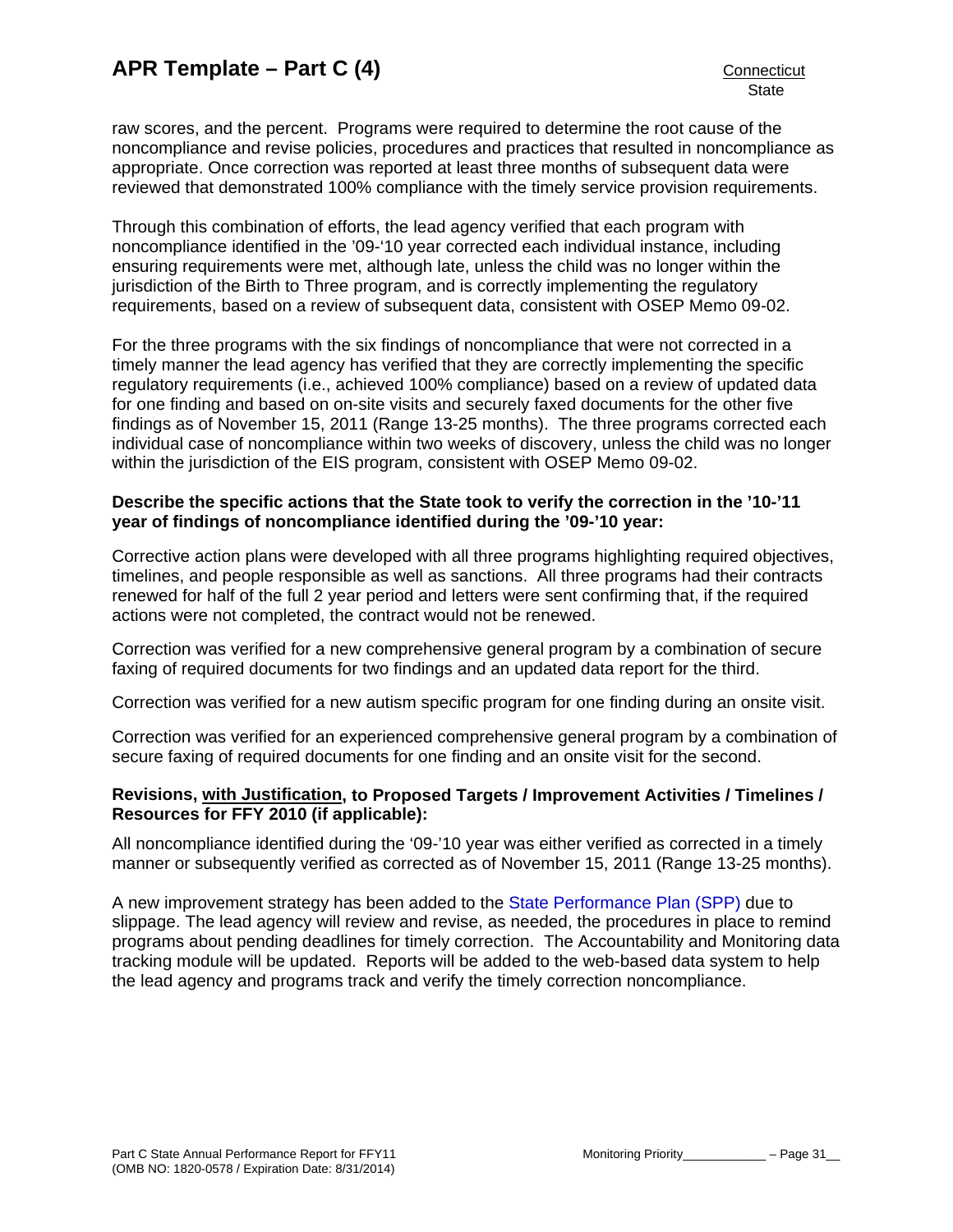raw scores, and the percent. Programs were required to determine the root cause of the noncompliance and revise policies, procedures and practices that resulted in noncompliance as appropriate. Once correction was reported at least three months of subsequent data were reviewed that demonstrated 100% compliance with the timely service provision requirements.

Through this combination of efforts, the lead agency verified that each program with noncompliance identified in the '09-'10 year corrected each individual instance, including ensuring requirements were met, although late, unless the child was no longer within the jurisdiction of the Birth to Three program, and is correctly implementing the regulatory requirements, based on a review of subsequent data, consistent with OSEP Memo 09-02.

For the three programs with the six findings of noncompliance that were not corrected in a timely manner the lead agency has verified that they are correctly implementing the specific regulatory requirements (i.e., achieved 100% compliance) based on a review of updated data for one finding and based on on-site visits and securely faxed documents for the other five findings as of November 15, 2011 (Range 13-25 months). The three programs corrected each individual case of noncompliance within two weeks of discovery, unless the child was no longer within the jurisdiction of the EIS program, consistent with OSEP Memo 09-02.

**Describe the specific actions that the State took to verify the correction in the '10-'11 year of findings of noncompliance identified during the '09-'10 year:**

Corrective action plans were developed with all three programs highlighting required objectives, timelines, and people responsible as well as sanctions. All three programs had their contracts renewed for half of the full 2 year period and letters were sent confirming that, if the required actions were not completed, the contract would not be renewed.

Correction was verified for a new comprehensive general program by a combination of secure faxing of required documents for two findings and an updated data report for the third.

Correction was verified for a new autism specific program for one finding during an onsite visit.

Correction was verified for an experienced comprehensive general program by a combination of secure faxing of required documents for one finding and an onsite visit for the second.

**Revisions, with Justification, to Proposed Targets / Improvement Activities / Timelines / Resources for FFY 2010 (if applicable):**

All noncompliance identified during the '09-'10 year was either verified as corrected in a timely manner or subsequently verified as corrected as of November 15, 2011 (Range 13-25 months).

A new improvement strategy has been added to the State Performance Plan (SPP) due to slippage. The lead agency will review and revise, as needed, the procedures in place to remind programs about pending deadlines for timely correction. The Accountability and Monitoring data tracking module will be updated. Reports will be added to the web-based data system to help the lead agency and programs track and verify the timely correction noncompliance.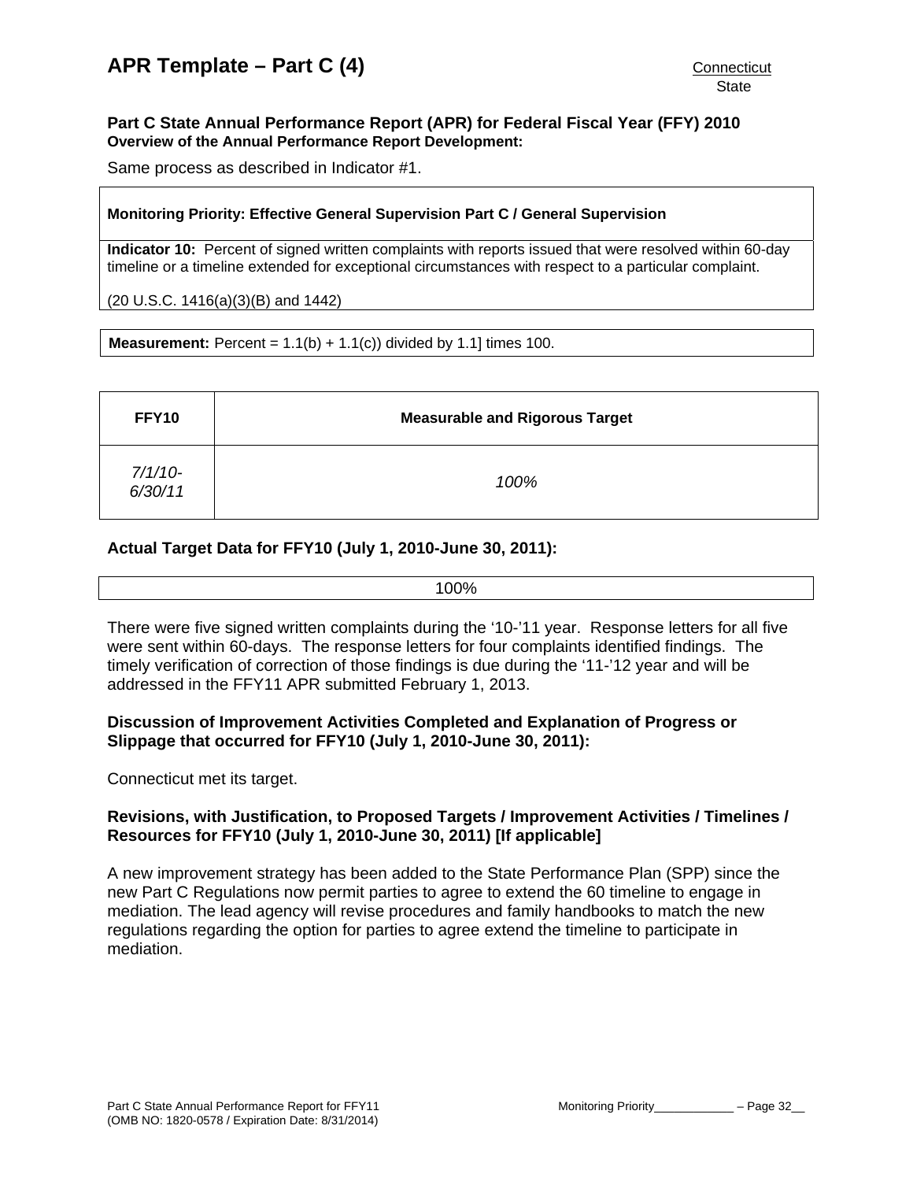# APR Template – Part C (4)

Connecticut
State

**Part C State Annual Performance Report (APR) for Federal Fiscal Year (FFY) 2010**
**Overview of the Annual Performance Report Development:**

Same process as described in Indicator #1.

| **Monitoring Priority: Effective General Supervision Part C / General Supervision** |
|---|
| **Indicator 10:** Percent of signed written complaints with reports issued that were resolved within 60-day timeline or a timeline extended for exceptional circumstances with respect to a particular complaint.<br><br>(20 U.S.C. 1416(a)(3)(B) and 1442) |

| **Measurement:** Percent = 1.1(b) + 1.1(c)) divided by 1.1] times 100. |
|---|

| FFY10 | Measurable and Rigorous Target |
|---|---|
| *7/1/10-6/30/11* | *100%* |

**Actual Target Data for FFY10 (July 1, 2010-June 30, 2011):**

| 100% |
|---|

There were five signed written complaints during the '10-'11 year. Response letters for all five were sent within 60-days. The response letters for four complaints identified findings. The timely verification of correction of those findings is due during the '11-'12 year and will be addressed in the FFY11 APR submitted February 1, 2013.

**Discussion of Improvement Activities Completed and Explanation of Progress or Slippage that occurred for FFY10 (July 1, 2010-June 30, 2011):**

Connecticut met its target.

**Revisions, with Justification, to Proposed Targets / Improvement Activities / Timelines / Resources for FFY10 (July 1, 2010-June 30, 2011) [If applicable]**

A new improvement strategy has been added to the State Performance Plan (SPP) since the new Part C Regulations now permit parties to agree to extend the 60 timeline to engage in mediation. The lead agency will revise procedures and family handbooks to match the new regulations regarding the option for parties to agree extend the timeline to participate in mediation.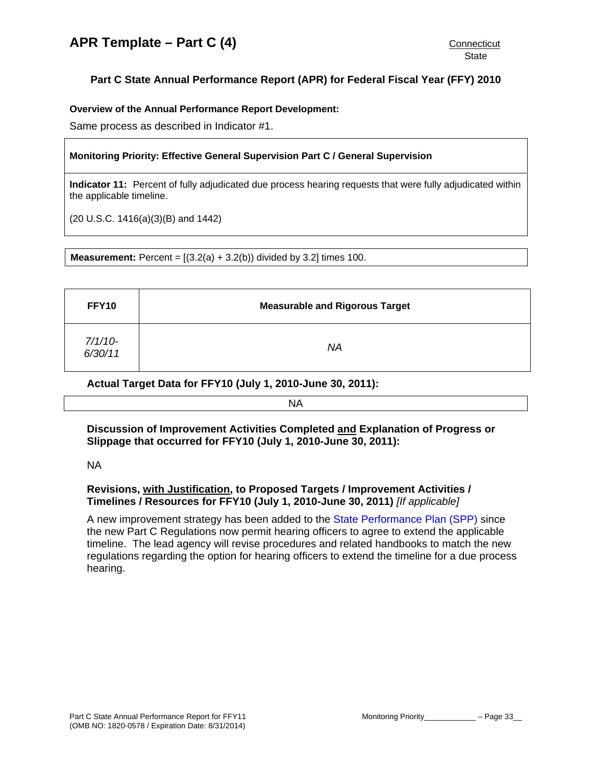# APR Template – Part C (4)

Connecticut
State

## Part C State Annual Performance Report (APR) for Federal Fiscal Year (FFY) 2010

**Overview of the Annual Performance Report Development:**

Same process as described in Indicator #1.

**Monitoring Priority: Effective General Supervision Part C / General Supervision**

**Indicator 11:** Percent of fully adjudicated due process hearing requests that were fully adjudicated within the applicable timeline.

(20 U.S.C. 1416(a)(3)(B) and 1442)

**Measurement:** Percent = [(3.2(a) + 3.2(b)) divided by 3.2] times 100.

| FFY10 | Measurable and Rigorous Target |
|---|---|
| *7/1/10-6/30/11* | *NA* |

**Actual Target Data for FFY10 (July 1, 2010-June 30, 2011):**

NA

**Discussion of Improvement Activities Completed and Explanation of Progress or Slippage that occurred for FFY10 (July 1, 2010-June 30, 2011):**

NA

**Revisions, with Justification, to Proposed Targets / Improvement Activities / Timelines / Resources for FFY10 (July 1, 2010-June 30, 2011)** *[If applicable]*

A new improvement strategy has been added to the State Performance Plan (SPP) since the new Part C Regulations now permit hearing officers to agree to extend the applicable timeline. The lead agency will revise procedures and related handbooks to match the new regulations regarding the option for hearing officers to extend the timeline for a due process hearing.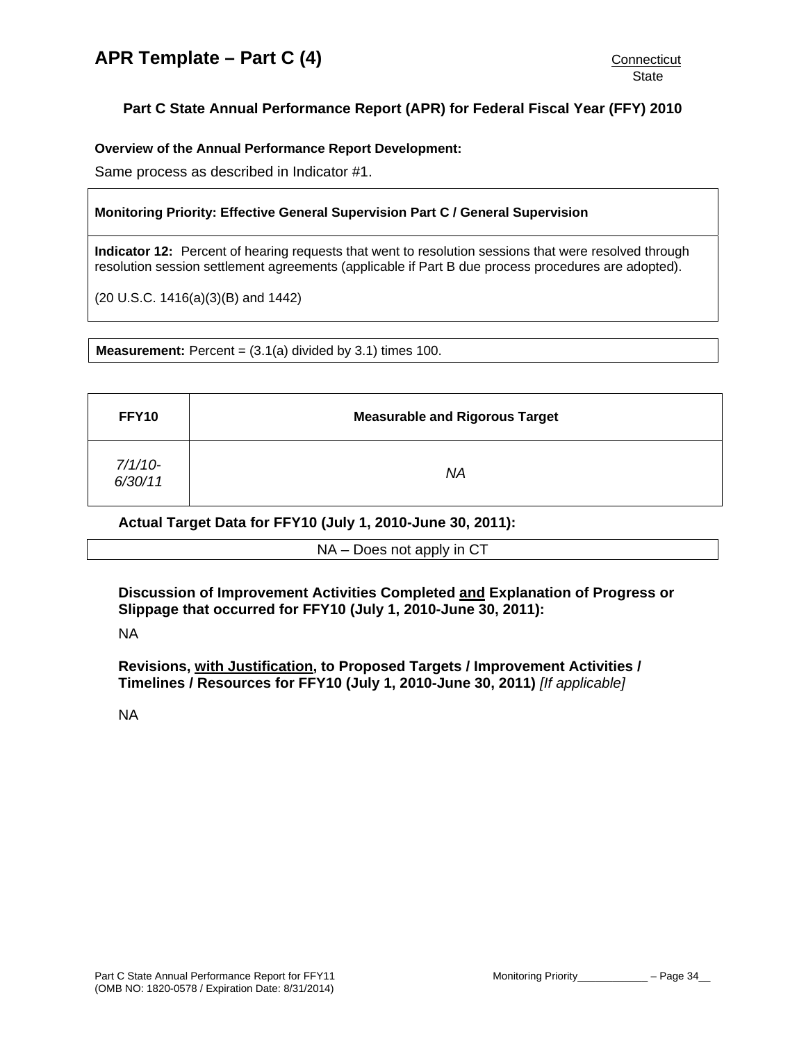# APR Template – Part C (4)

Connecticut
State

## Part C State Annual Performance Report (APR) for Federal Fiscal Year (FFY) 2010

**Overview of the Annual Performance Report Development:**

Same process as described in Indicator #1.

**Monitoring Priority: Effective General Supervision Part C / General Supervision**

**Indicator 12:** Percent of hearing requests that went to resolution sessions that were resolved through resolution session settlement agreements (applicable if Part B due process procedures are adopted).

(20 U.S.C. 1416(a)(3)(B) and 1442)

**Measurement:** Percent = (3.1(a) divided by 3.1) times 100.

| FFY10 | Measurable and Rigorous Target |
|---|---|
| *7/1/10-6/30/11* | *NA* |

**Actual Target Data for FFY10 (July 1, 2010-June 30, 2011):**

NA – Does not apply in CT

**Discussion of Improvement Activities Completed and Explanation of Progress or Slippage that occurred for FFY10 (July 1, 2010-June 30, 2011):**

NA

**Revisions, with Justification, to Proposed Targets / Improvement Activities / Timelines / Resources for FFY10 (July 1, 2010-June 30, 2011)** *[If applicable]*

NA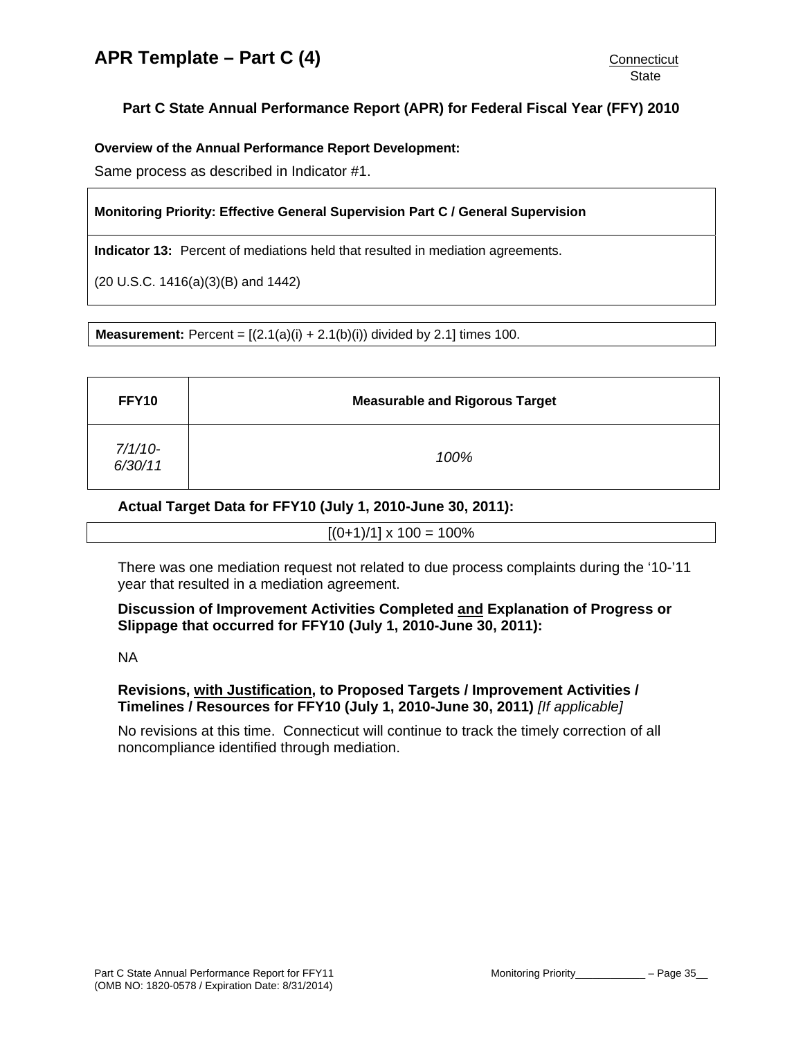# APR Template – Part C (4)

Connecticut
State

## Part C State Annual Performance Report (APR) for Federal Fiscal Year (FFY) 2010

**Overview of the Annual Performance Report Development:**

Same process as described in Indicator #1.

**Monitoring Priority: Effective General Supervision Part C / General Supervision**

**Indicator 13:** Percent of mediations held that resulted in mediation agreements.

(20 U.S.C. 1416(a)(3)(B) and 1442)

**Measurement:** Percent = [(2.1(a)(i) + 2.1(b)(i)) divided by 2.1] times 100.

| FFY10 | Measurable and Rigorous Target |
|---|---|
| *7/1/10-6/30/11* | *100%* |

**Actual Target Data for FFY10 (July 1, 2010-June 30, 2011):**

[(0+1)/1] x 100 = 100%

There was one mediation request not related to due process complaints during the '10-'11 year that resulted in a mediation agreement.

**Discussion of Improvement Activities Completed and Explanation of Progress or Slippage that occurred for FFY10 (July 1, 2010-June 30, 2011):**

NA

**Revisions, with Justification, to Proposed Targets / Improvement Activities / Timelines / Resources for FFY10 (July 1, 2010-June 30, 2011)** *[If applicable]*

No revisions at this time. Connecticut will continue to track the timely correction of all noncompliance identified through mediation.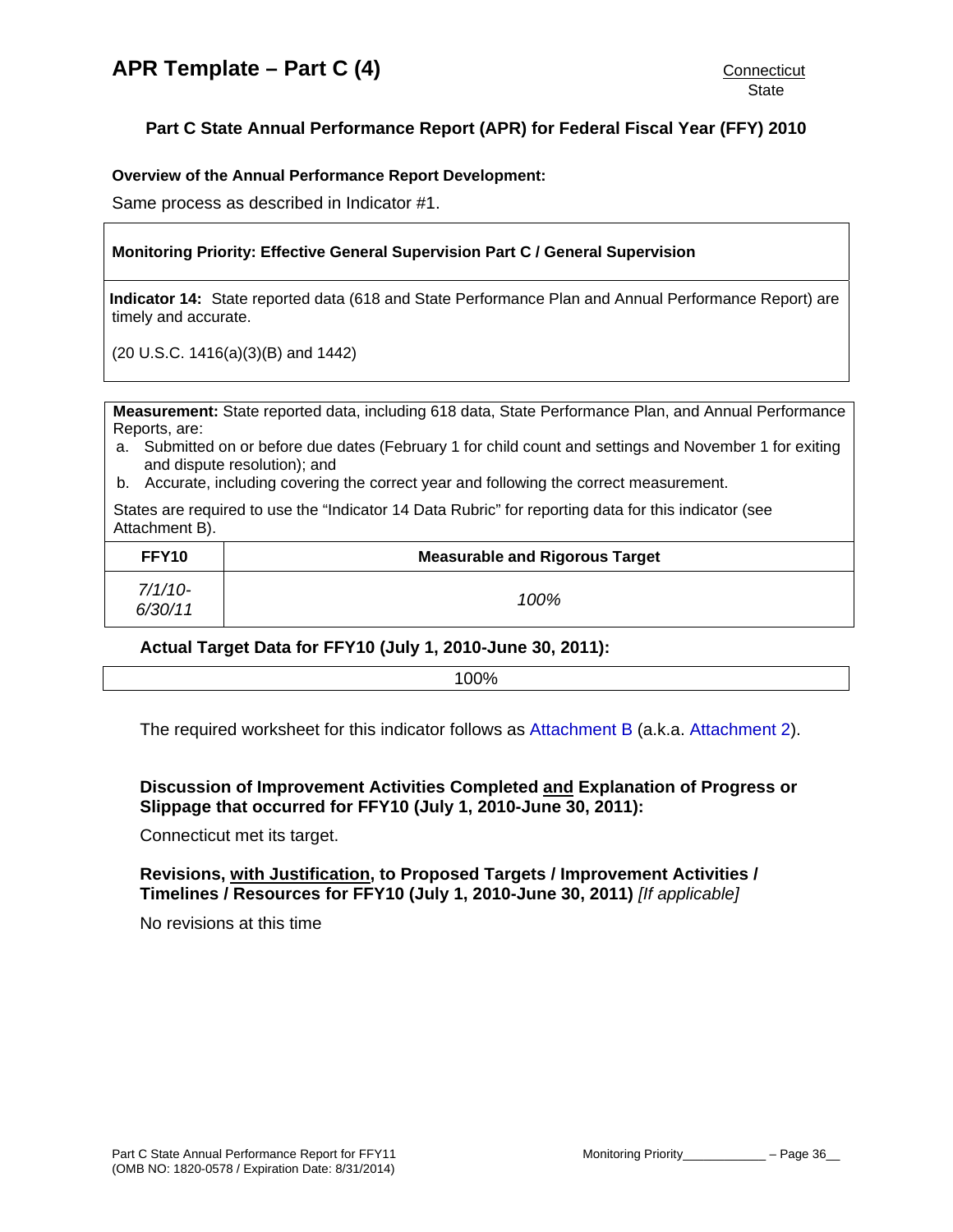# APR Template – Part C (4)

Connecticut
State

## Part C State Annual Performance Report (APR) for Federal Fiscal Year (FFY) 2010

**Overview of the Annual Performance Report Development:**

Same process as described in Indicator #1.

**Monitoring Priority: Effective General Supervision Part C / General Supervision**

**Indicator 14:** State reported data (618 and State Performance Plan and Annual Performance Report) are timely and accurate.

(20 U.S.C. 1416(a)(3)(B) and 1442)

**Measurement:** State reported data, including 618 data, State Performance Plan, and Annual Performance Reports, are:

a. Submitted on or before due dates (February 1 for child count and settings and November 1 for exiting and dispute resolution); and
b. Accurate, including covering the correct year and following the correct measurement.

States are required to use the "Indicator 14 Data Rubric" for reporting data for this indicator (see Attachment B).

| FFY10 | Measurable and Rigorous Target |
|---|---|
| *7/1/10-6/30/11* | *100%* |

**Actual Target Data for FFY10 (July 1, 2010-June 30, 2011):**

| 100% |
|---|

The required worksheet for this indicator follows as Attachment B (a.k.a. Attachment 2).

**Discussion of Improvement Activities Completed and Explanation of Progress or Slippage that occurred for FFY10 (July 1, 2010-June 30, 2011):**

Connecticut met its target.

**Revisions, with Justification, to Proposed Targets / Improvement Activities / Timelines / Resources for FFY10 (July 1, 2010-June 30, 2011)** *[If applicable]*

No revisions at this time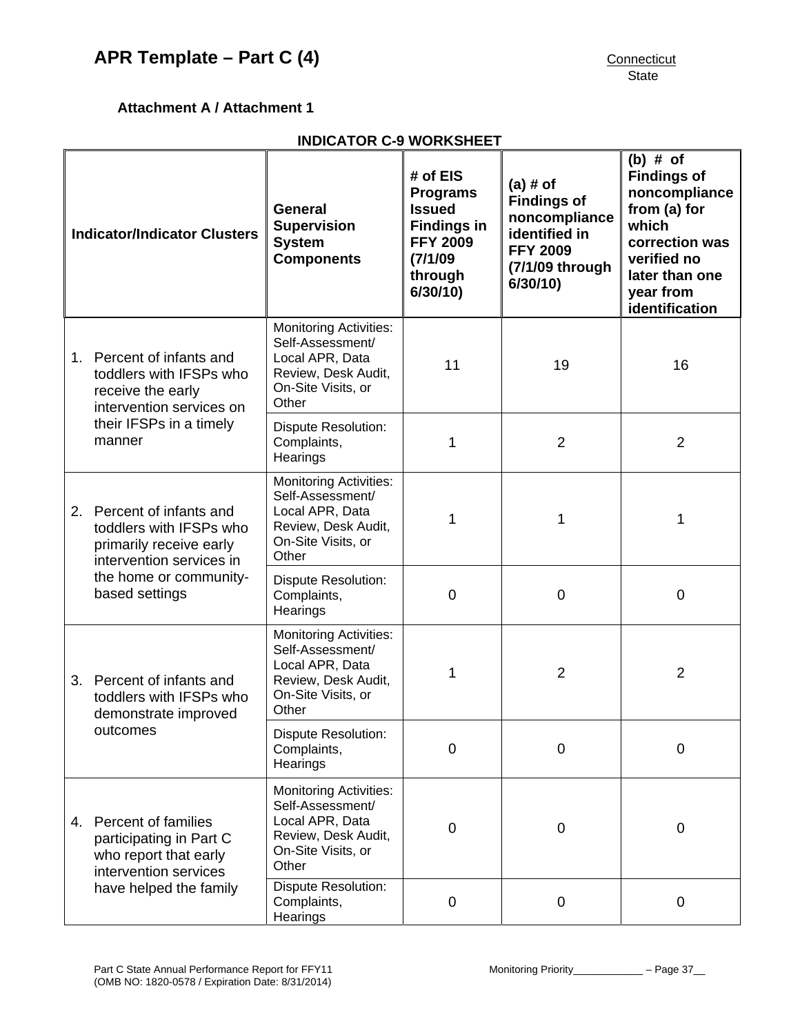# APR Template – Part C (4)

Connecticut
State

**Attachment A / Attachment 1**

**INDICATOR C-9 WORKSHEET**

| Indicator/Indicator Clusters | General Supervision System Components | # of EIS Programs Issued Findings in FFY 2009 (7/1/09 through 6/30/10) | (a) # of Findings of noncompliance identified in FFY 2009 (7/1/09 through 6/30/10) | (b) # of Findings of noncompliance from (a) for which correction was verified no later than one year from identification |
|---|---|---|---|---|
| 1. Percent of infants and toddlers with IFSPs who receive the early intervention services on their IFSPs in a timely manner | Monitoring Activities: Self-Assessment/ Local APR, Data Review, Desk Audit, On-Site Visits, or Other | 11 | 19 | 16 |
| | Dispute Resolution: Complaints, Hearings | 1 | 2 | 2 |
| 2. Percent of infants and toddlers with IFSPs who primarily receive early intervention services in the home or community-based settings | Monitoring Activities: Self-Assessment/ Local APR, Data Review, Desk Audit, On-Site Visits, or Other | 1 | 1 | 1 |
| | Dispute Resolution: Complaints, Hearings | 0 | 0 | 0 |
| 3. Percent of infants and toddlers with IFSPs who demonstrate improved outcomes | Monitoring Activities: Self-Assessment/ Local APR, Data Review, Desk Audit, On-Site Visits, or Other | 1 | 2 | 2 |
| | Dispute Resolution: Complaints, Hearings | 0 | 0 | 0 |
| 4. Percent of families participating in Part C who report that early intervention services have helped the family | Monitoring Activities: Self-Assessment/ Local APR, Data Review, Desk Audit, On-Site Visits, or Other | 0 | 0 | 0 |
| | Dispute Resolution: Complaints, Hearings | 0 | 0 | 0 |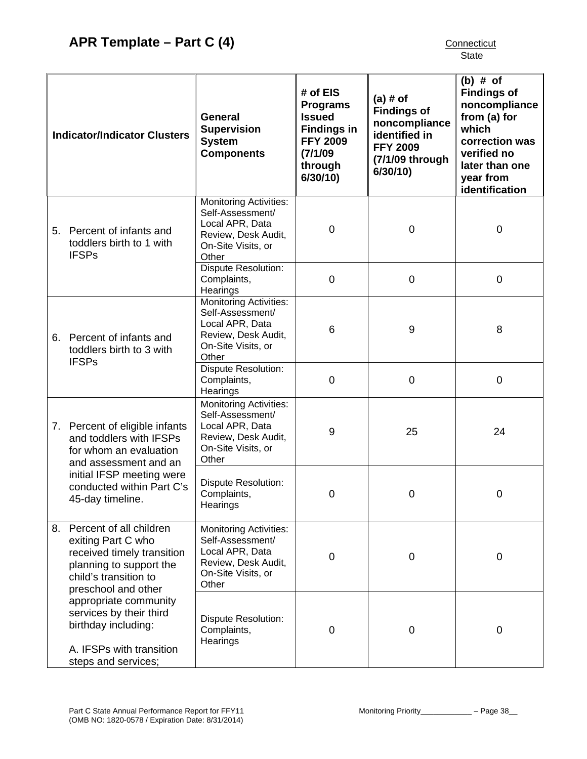## APR Template – Part C (4)

Connecticut
State

| Indicator/Indicator Clusters | General Supervision System Components | # of EIS Programs Issued Findings in FFY 2009 (7/1/09 through 6/30/10) | (a) # of Findings of noncompliance identified in FFY 2009 (7/1/09 through 6/30/10) | (b) # of Findings of noncompliance from (a) for which correction was verified no later than one year from identification |
|---|---|---|---|---|
| 5. Percent of infants and toddlers birth to 1 with IFSPs | Monitoring Activities: Self-Assessment/ Local APR, Data Review, Desk Audit, On-Site Visits, or Other | 0 | 0 | 0 |
| | Dispute Resolution: Complaints, Hearings | 0 | 0 | 0 |
| 6. Percent of infants and toddlers birth to 3 with IFSPs | Monitoring Activities: Self-Assessment/ Local APR, Data Review, Desk Audit, On-Site Visits, or Other | 6 | 9 | 8 |
| | Dispute Resolution: Complaints, Hearings | 0 | 0 | 0 |
| 7. Percent of eligible infants and toddlers with IFSPs for whom an evaluation and assessment and an initial IFSP meeting were conducted within Part C's 45-day timeline. | Monitoring Activities: Self-Assessment/ Local APR, Data Review, Desk Audit, On-Site Visits, or Other | 9 | 25 | 24 |
| | Dispute Resolution: Complaints, Hearings | 0 | 0 | 0 |
| 8. Percent of all children exiting Part C who received timely transition planning to support the child's transition to preschool and other appropriate community services by their third birthday including: A. IFSPs with transition steps and services; | Monitoring Activities: Self-Assessment/ Local APR, Data Review, Desk Audit, On-Site Visits, or Other | 0 | 0 | 0 |
| | Dispute Resolution: Complaints, Hearings | 0 | 0 | 0 |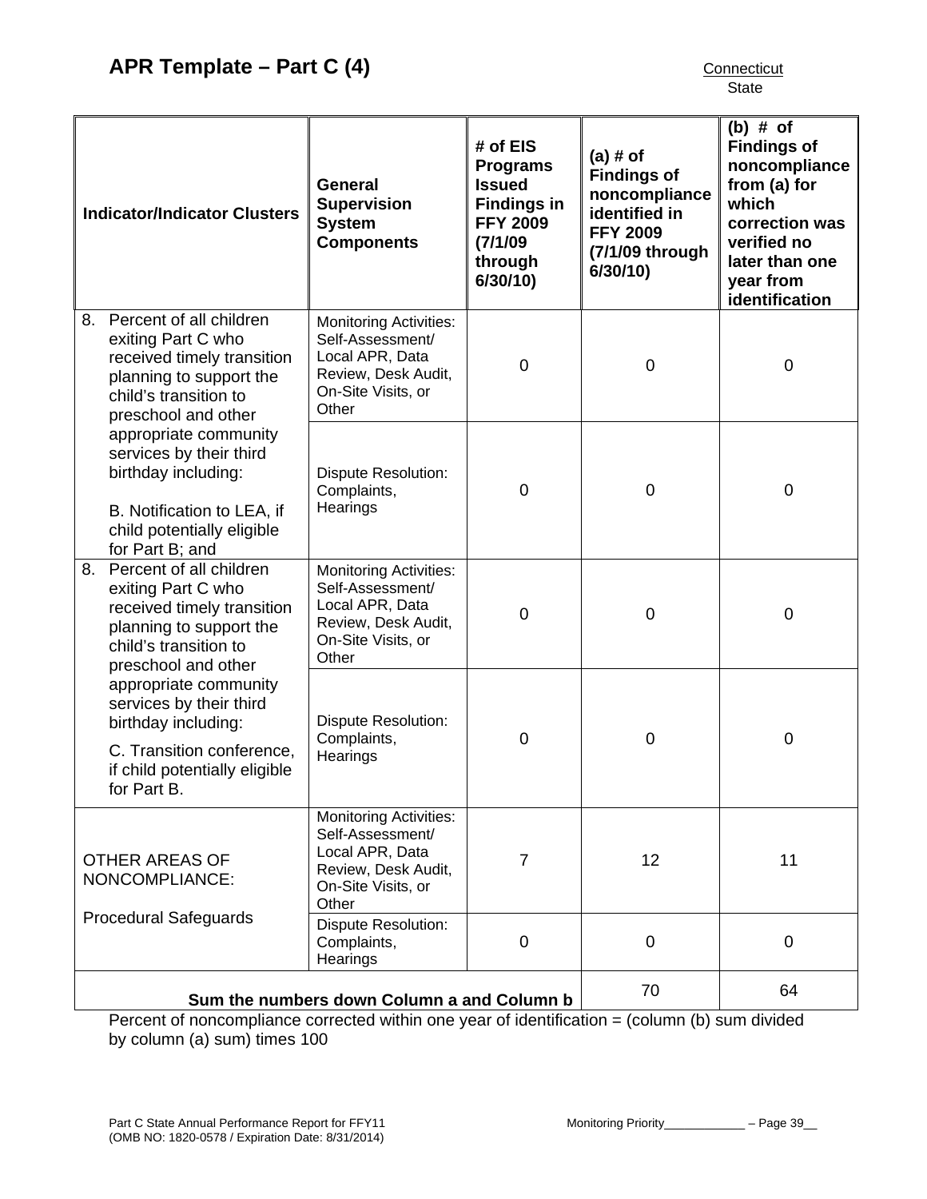## APR Template – Part C (4)

Connecticut
State

| Indicator/Indicator Clusters | General Supervision System Components | # of EIS Programs Issued Findings in FFY 2009 (7/1/09 through 6/30/10) | (a) # of Findings of noncompliance identified in FFY 2009 (7/1/09 through 6/30/10) | (b) # of Findings of noncompliance from (a) for which correction was verified no later than one year from identification |
|---|---|---|---|---|
| 8. Percent of all children exiting Part C who received timely transition planning to support the child's transition to preschool and other appropriate community services by their third birthday including: B. Notification to LEA, if child potentially eligible for Part B; and | Monitoring Activities: Self-Assessment/ Local APR, Data Review, Desk Audit, On-Site Visits, or Other | 0 | 0 | 0 |
| | Dispute Resolution: Complaints, Hearings | 0 | 0 | 0 |
| 8. Percent of all children exiting Part C who received timely transition planning to support the child's transition to preschool and other appropriate community services by their third birthday including: C. Transition conference, if child potentially eligible for Part B. | Monitoring Activities: Self-Assessment/ Local APR, Data Review, Desk Audit, On-Site Visits, or Other | 0 | 0 | 0 |
| | Dispute Resolution: Complaints, Hearings | 0 | 0 | 0 |
| OTHER AREAS OF NONCOMPLIANCE: Procedural Safeguards | Monitoring Activities: Self-Assessment/ Local APR, Data Review, Desk Audit, On-Site Visits, or Other | 7 | 12 | 11 |
| | Dispute Resolution: Complaints, Hearings | 0 | 0 | 0 |
| **Sum the numbers down Column a and Column b** | | | 70 | 64 |

Percent of noncompliance corrected within one year of identification = (column (b) sum divided by column (a) sum) times 100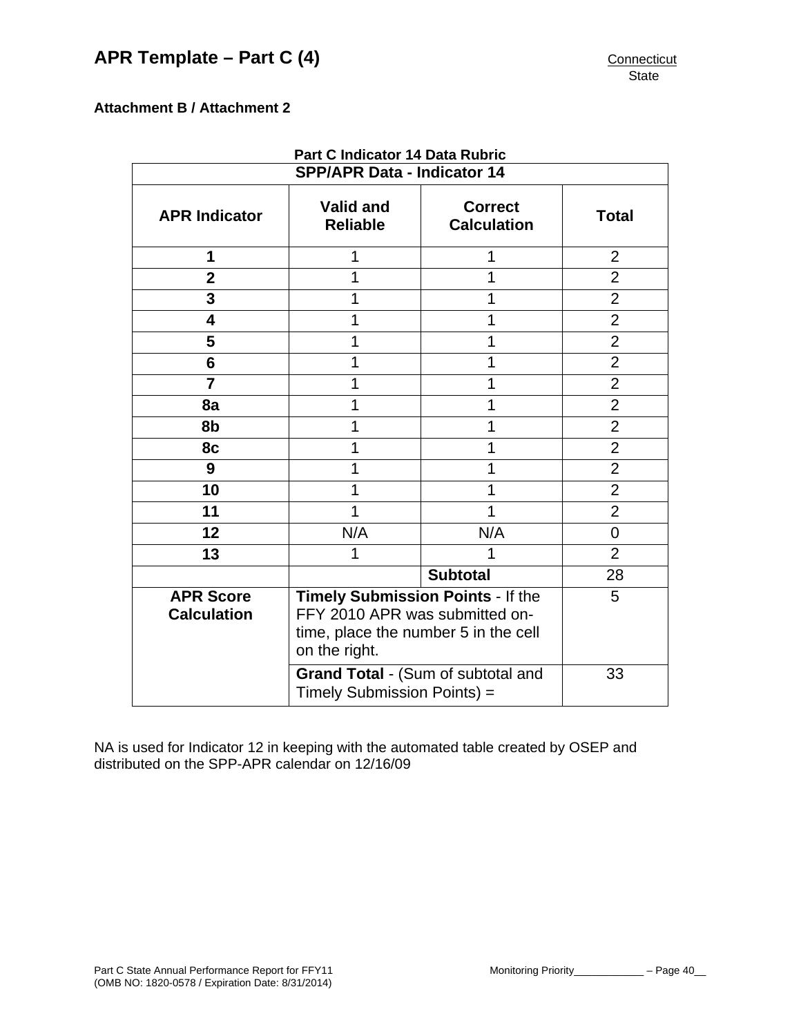# APR Template – Part C (4)

Connecticut
State

**Attachment B / Attachment 2**

**Part C Indicator 14 Data Rubric**

| SPP/APR Data - Indicator 14 | | | |
|---|---|---|---|
| **APR Indicator** | **Valid and Reliable** | **Correct Calculation** | **Total** |
| **1** | 1 | 1 | 2 |
| **2** | 1 | 1 | 2 |
| **3** | 1 | 1 | 2 |
| **4** | 1 | 1 | 2 |
| **5** | 1 | 1 | 2 |
| **6** | 1 | 1 | 2 |
| **7** | 1 | 1 | 2 |
| **8a** | 1 | 1 | 2 |
| **8b** | 1 | 1 | 2 |
| **8c** | 1 | 1 | 2 |
| **9** | 1 | 1 | 2 |
| **10** | 1 | 1 | 2 |
| **11** | 1 | 1 | 2 |
| **12** | N/A | N/A | 0 |
| **13** | 1 | 1 | 2 |
| | | **Subtotal** | 28 |
| **APR Score Calculation** | **Timely Submission Points** - If the FFY 2010 APR was submitted on-time, place the number 5 in the cell on the right. | | 5 |
| | **Grand Total** - (Sum of subtotal and Timely Submission Points) = | | 33 |

NA is used for Indicator 12 in keeping with the automated table created by OSEP and distributed on the SPP-APR calendar on 12/16/09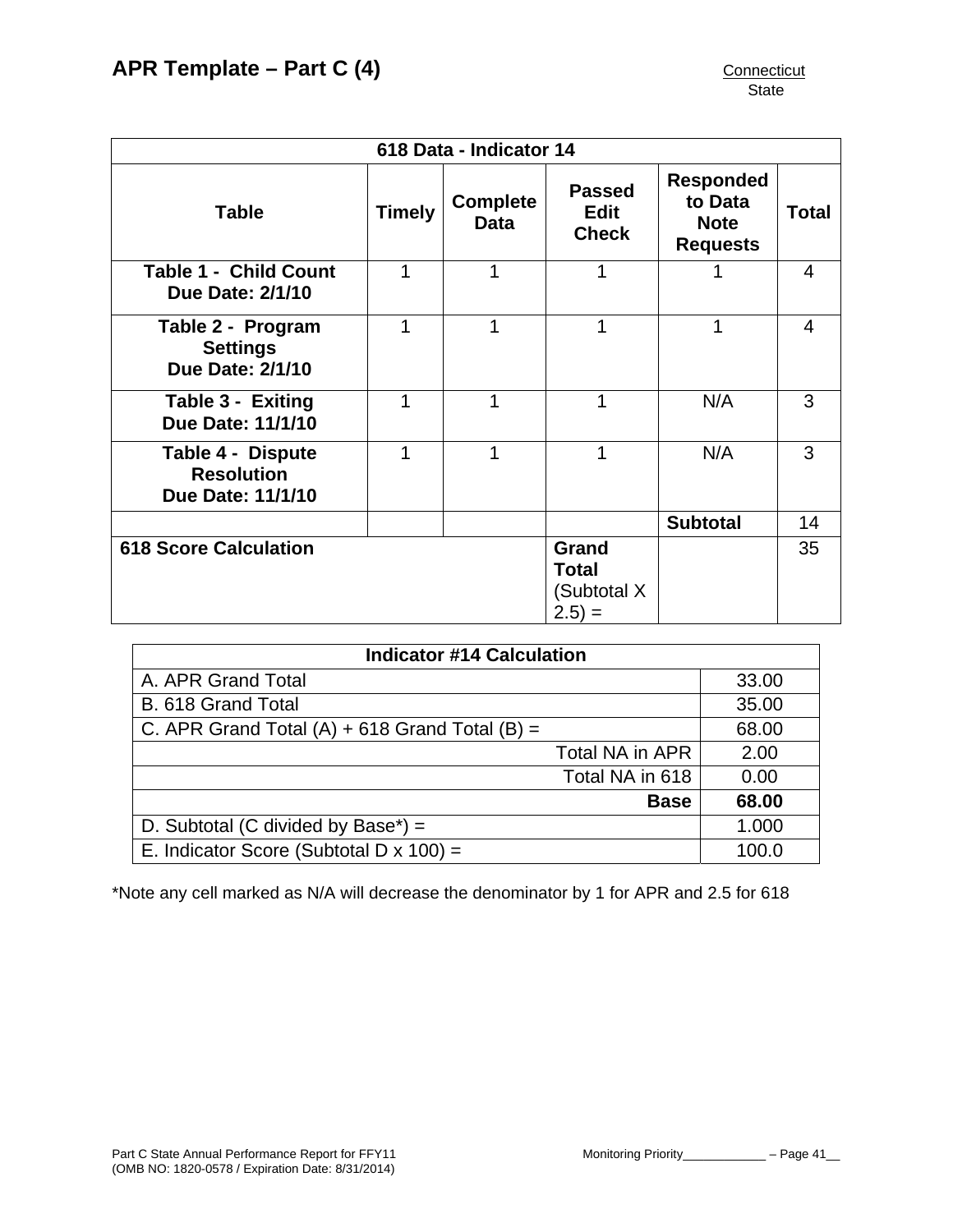# APR Template – Part C (4)

Connecticut
State

| 618 Data - Indicator 14 | | | | | |
|---|---|---|---|---|---|
| **Table** | **Timely** | **Complete Data** | **Passed Edit Check** | **Responded to Data Note Requests** | **Total** |
| **Table 1 - Child Count Due Date: 2/1/10** | 1 | 1 | 1 | 1 | 4 |
| **Table 2 - Program Settings Due Date: 2/1/10** | 1 | 1 | 1 | 1 | 4 |
| **Table 3 - Exiting Due Date: 11/1/10** | 1 | 1 | 1 | N/A | 3 |
| **Table 4 - Dispute Resolution Due Date: 11/1/10** | 1 | 1 | 1 | N/A | 3 |
| | | | | **Subtotal** | 14 |
| **618 Score Calculation** | | | **Grand Total** (Subtotal X 2.5) = | | 35 |

| Indicator #14 Calculation | |
|---|---|
| A. APR Grand Total | 33.00 |
| B. 618 Grand Total | 35.00 |
| C. APR Grand Total (A) + 618 Grand Total (B) = | 68.00 |
| Total NA in APR | 2.00 |
| Total NA in 618 | 0.00 |
| **Base** | **68.00** |
| D. Subtotal (C divided by Base*) = | 1.000 |
| E. Indicator Score (Subtotal D x 100) = | 100.0 |

*Note any cell marked as N/A will decrease the denominator by 1 for APR and 2.5 for 618